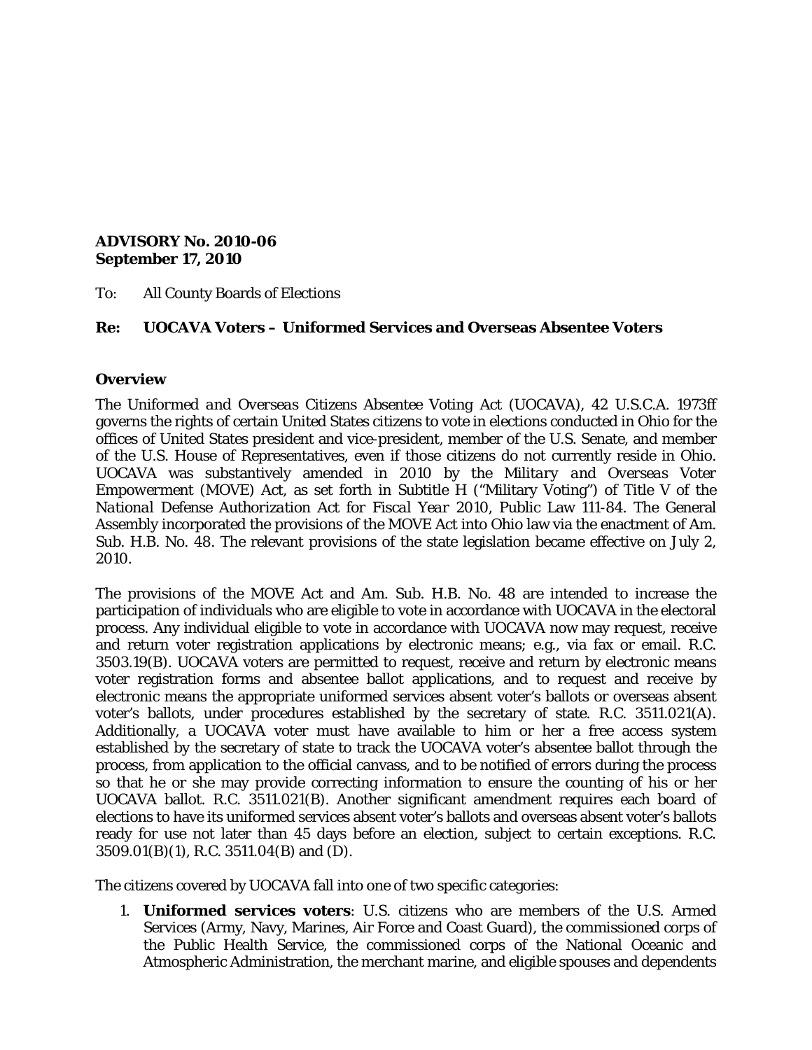**ADVISORY No. 2010-06**
**September 17, 2010**

To: All County Boards of Elections

**Re: UOCAVA Voters – Uniformed Services and Overseas Absentee Voters**

**Overview**

The *Uniformed and Overseas Citizens Absentee Voting Act* (UOCAVA), 42 U.S.C.A. 1973ff governs the rights of certain United States citizens to vote in elections conducted in Ohio for the offices of United States president and vice-president, member of the U.S. Senate, and member of the U.S. House of Representatives, even if those citizens do not currently reside in Ohio. UOCAVA was substantively amended in 2010 by the *Military and Overseas Voter Empowerment* (MOVE) Act, as set forth in Subtitle H ("Military Voting") of Title V of the *National Defense Authorization Act for Fiscal Year 2010*, Public Law 111-84. The General Assembly incorporated the provisions of the MOVE Act into Ohio law via the enactment of Am. Sub. H.B. No. 48. The relevant provisions of the state legislation became effective on July 2, 2010.

The provisions of the MOVE Act and Am. Sub. H.B. No. 48 are intended to increase the participation of individuals who are eligible to vote in accordance with UOCAVA in the electoral process. Any individual eligible to vote in accordance with UOCAVA now may request, receive and return voter registration applications by electronic means; e.g., via fax or email. R.C. 3503.19(B). UOCAVA voters are permitted to request, receive and return by electronic means voter registration forms and absentee ballot applications, and to request and receive by electronic means the appropriate uniformed services absent voter's ballots or overseas absent voter's ballots, under procedures established by the secretary of state. R.C. 3511.021(A). Additionally, a UOCAVA voter must have available to him or her a free access system established by the secretary of state to track the UOCAVA voter's absentee ballot through the process, from application to the official canvass, and to be notified of errors during the process so that he or she may provide correcting information to ensure the counting of his or her UOCAVA ballot. R.C. 3511.021(B). Another significant amendment requires each board of elections to have its uniformed services absent voter's ballots and overseas absent voter's ballots ready for use not later than 45 days before an election, subject to certain exceptions. R.C. 3509.01(B)(1), R.C. 3511.04(B) and (D).

The citizens covered by UOCAVA fall into one of two specific categories:

1. **Uniformed services voters**: U.S. citizens who are members of the U.S. Armed Services (Army, Navy, Marines, Air Force and Coast Guard), the commissioned corps of the Public Health Service, the commissioned corps of the National Oceanic and Atmospheric Administration, the merchant marine, and eligible spouses and dependents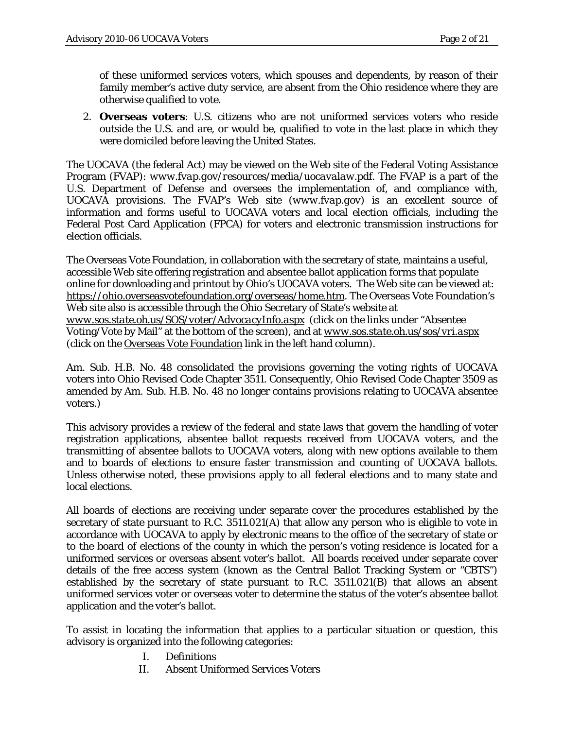of these uniformed services voters, which spouses and dependents, by reason of their family member's active duty service, are absent from the Ohio residence where they are otherwise qualified to vote.

2. **Overseas voters**: U.S. citizens who are not uniformed services voters who reside outside the U.S. and are, or would be, qualified to vote in the last place in which they were domiciled before leaving the United States.

The UOCAVA (the federal Act) may be viewed on the Web site of the Federal Voting Assistance Program (FVAP): *www.fvap.gov/resources/media/uocavalaw.pdf*. The FVAP is a part of the U.S. Department of Defense and oversees the implementation of, and compliance with, UOCAVA provisions. The FVAP's Web site (*www.fvap.gov*) is an excellent source of information and forms useful to UOCAVA voters and local election officials, including the Federal Post Card Application (FPCA) for voters and electronic transmission instructions for election officials.

The Overseas Vote Foundation, in collaboration with the secretary of state, maintains a useful, accessible Web site offering registration and absentee ballot application forms that populate online for downloading and printout by Ohio's UOCAVA voters. The Web site can be viewed at: https://ohio.overseasvotefoundation.org/overseas/home.htm. The Overseas Vote Foundation's Web site also is accessible through the Ohio Secretary of State's website at *www.sos.state.oh.us/SOS/voter/AdvocacyInfo.aspx* (click on the links under "Absentee Voting/Vote by Mail" at the bottom of the screen), and at *www.sos.state.oh.us/sos/vri.aspx* (click on the Overseas Vote Foundation link in the left hand column).

Am. Sub. H.B. No. 48 consolidated the provisions governing the voting rights of UOCAVA voters into Ohio Revised Code Chapter 3511. Consequently, Ohio Revised Code Chapter 3509 as amended by Am. Sub. H.B. No. 48 no longer contains provisions relating to UOCAVA absentee voters.)

This advisory provides a review of the federal and state laws that govern the handling of voter registration applications, absentee ballot requests received from UOCAVA voters, and the transmitting of absentee ballots to UOCAVA voters, along with new options available to them and to boards of elections to ensure faster transmission and counting of UOCAVA ballots. Unless otherwise noted, these provisions apply to all federal elections and to many state and local elections.

All boards of elections are receiving under separate cover the procedures established by the secretary of state pursuant to R.C. 3511.021(A) that allow any person who is eligible to vote in accordance with UOCAVA to apply by electronic means to the office of the secretary of state or to the board of elections of the county in which the person's voting residence is located for a uniformed services or overseas absent voter's ballot. All boards received under separate cover details of the free access system (known as the Central Ballot Tracking System or "CBTS") established by the secretary of state pursuant to R.C. 3511.021(B) that allows an absent uniformed services voter or overseas voter to determine the status of the voter's absentee ballot application and the voter's ballot.

To assist in locating the information that applies to a particular situation or question, this advisory is organized into the following categories:

I. Definitions
II. Absent Uniformed Services Voters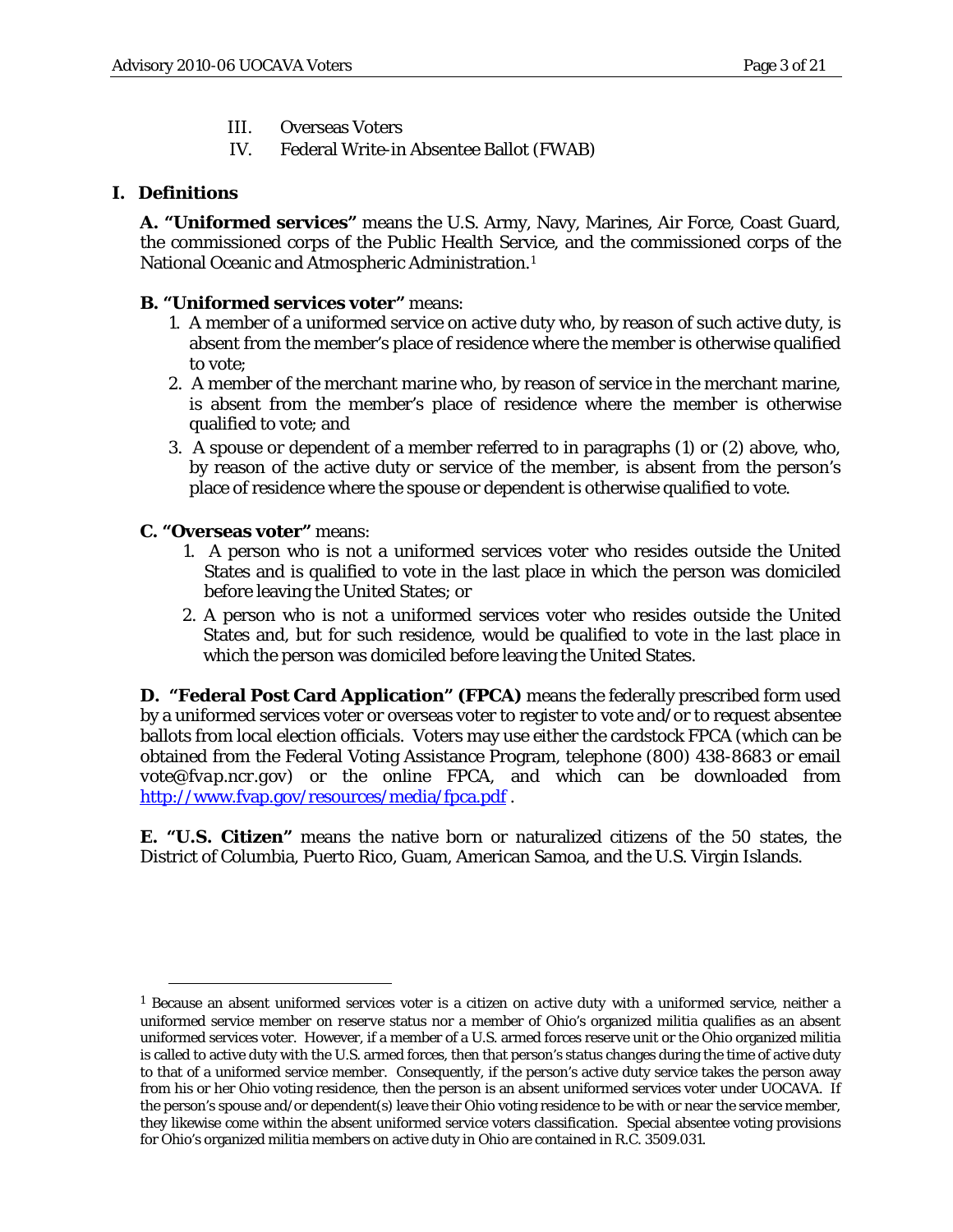III. Overseas Voters
IV. Federal Write-in Absentee Ballot (FWAB)

## I. Definitions

**A. "Uniformed services"** means the U.S. Army, Navy, Marines, Air Force, Coast Guard, the commissioned corps of the Public Health Service, and the commissioned corps of the National Oceanic and Atmospheric Administration.[1]

**B. "Uniformed services voter"** means:

1. A member of a uniformed service on active duty who, by reason of such active duty, is absent from the member's place of residence where the member is otherwise qualified to vote;
2. A member of the merchant marine who, by reason of service in the merchant marine, is absent from the member's place of residence where the member is otherwise qualified to vote; and
3. A spouse or dependent of a member referred to in paragraphs (1) or (2) above, who, by reason of the active duty or service of the member, is absent from the person's place of residence where the spouse or dependent is otherwise qualified to vote.

**C. "Overseas voter"** means:

1. A person who is not a uniformed services voter who resides outside the United States and is qualified to vote in the last place in which the person was domiciled before leaving the United States; or
2. A person who is not a uniformed services voter who resides outside the United States and, but for such residence, would be qualified to vote in the last place in which the person was domiciled before leaving the United States.

**D. "Federal Post Card Application" (FPCA)** means the federally prescribed form used by a uniformed services voter or overseas voter to register to vote and/or to request absentee ballots from local election officials. Voters may use either the cardstock FPCA (which can be obtained from the Federal Voting Assistance Program, telephone (800) 438-8683 or email vote@fvap.ncr.gov) or the online FPCA, and which can be downloaded from http://www.fvap.gov/resources/media/fpca.pdf .

**E. "U.S. Citizen"** means the native born or naturalized citizens of the 50 states, the District of Columbia, Puerto Rico, Guam, American Samoa, and the U.S. Virgin Islands.

---

[1] Because an absent uniformed services voter is a citizen on *active* duty with a uniformed service, neither a uniformed service member on *reserve* status nor a member of Ohio's organized militia qualifies as an absent uniformed services voter. However, if a member of a U.S. armed forces reserve unit or the Ohio organized militia is called to active duty with the U.S. armed forces, then that person's status changes during the time of active duty to that of a uniformed service member. Consequently, if the person's active duty service takes the person away from his or her Ohio voting residence, then the person is an absent uniformed services voter under UOCAVA. If the person's spouse and/or dependent(s) leave their Ohio voting residence to be with or near the service member, they likewise come within the absent uniformed service voters classification. Special absentee voting provisions for Ohio's organized militia members on active duty in Ohio are contained in R.C. 3509.031.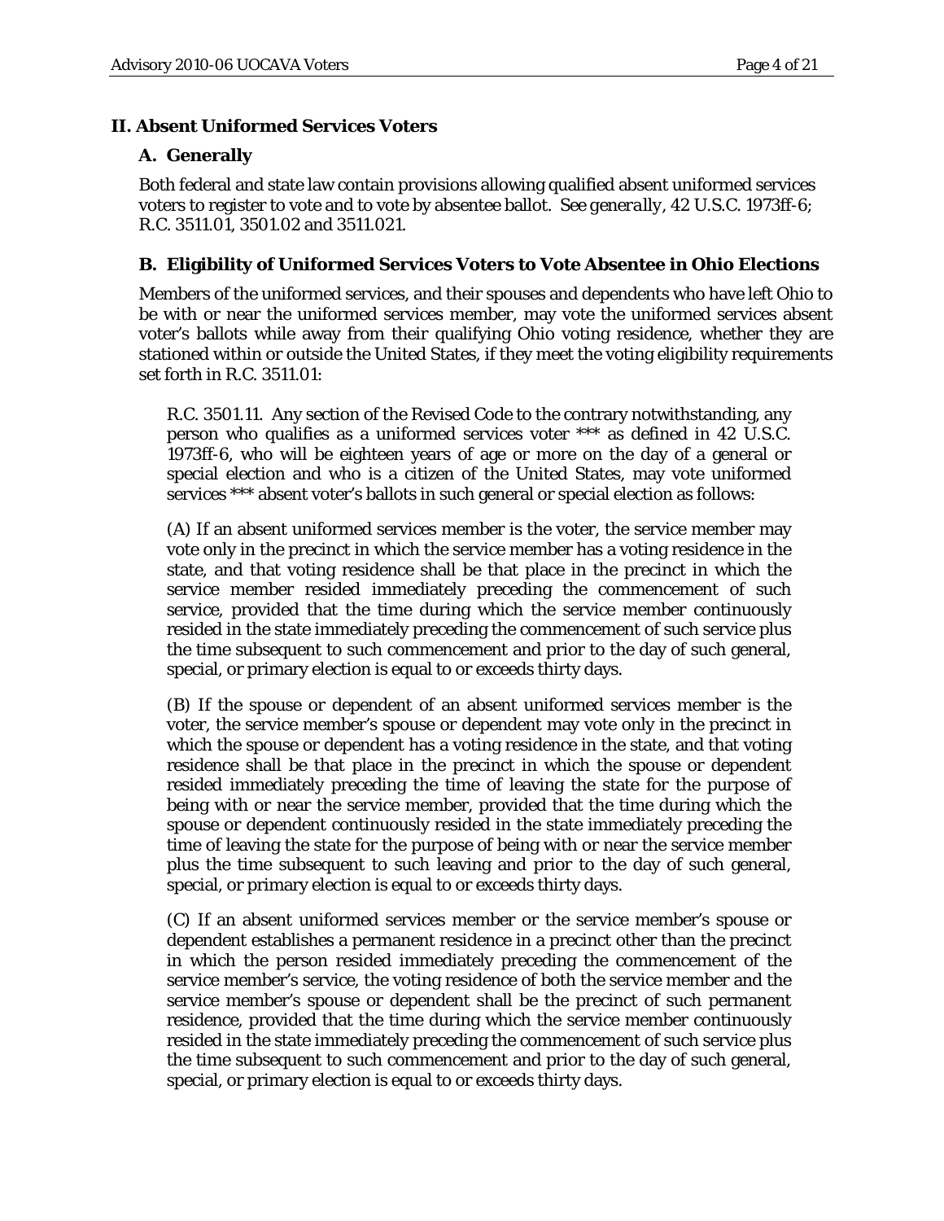## II. Absent Uniformed Services Voters

### A. Generally

Both federal and state law contain provisions allowing qualified absent uniformed services voters to register to vote and to vote by absentee ballot. *See generally*, 42 U.S.C. 1973ff-6; R.C. 3511.01, 3501.02 and 3511.021.

### B. Eligibility of Uniformed Services Voters to Vote Absentee in Ohio Elections

Members of the uniformed services, and their spouses and dependents who have left Ohio to be with or near the uniformed services member, may vote the uniformed services absent voter's ballots while away from their qualifying Ohio voting residence, whether they are stationed within or outside the United States, if they meet the voting eligibility requirements set forth in R.C. 3511.01:

> R.C. 3501.11. Any section of the Revised Code to the contrary notwithstanding, any person who qualifies as a uniformed services voter *** as defined in 42 U.S.C. 1973ff-6, who will be eighteen years of age or more on the day of a general or special election and who is a citizen of the United States, may vote uniformed services *** absent voter's ballots in such general or special election as follows:
>
> (A) If an absent uniformed services member is the voter, the service member may vote only in the precinct in which the service member has a voting residence in the state, and that voting residence shall be that place in the precinct in which the service member resided immediately preceding the commencement of such service, provided that the time during which the service member continuously resided in the state immediately preceding the commencement of such service plus the time subsequent to such commencement and prior to the day of such general, special, or primary election is equal to or exceeds thirty days.
>
> (B) If the spouse or dependent of an absent uniformed services member is the voter, the service member's spouse or dependent may vote only in the precinct in which the spouse or dependent has a voting residence in the state, and that voting residence shall be that place in the precinct in which the spouse or dependent resided immediately preceding the time of leaving the state for the purpose of being with or near the service member, provided that the time during which the spouse or dependent continuously resided in the state immediately preceding the time of leaving the state for the purpose of being with or near the service member plus the time subsequent to such leaving and prior to the day of such general, special, or primary election is equal to or exceeds thirty days.
>
> (C) If an absent uniformed services member or the service member's spouse or dependent establishes a permanent residence in a precinct other than the precinct in which the person resided immediately preceding the commencement of the service member's service, the voting residence of both the service member and the service member's spouse or dependent shall be the precinct of such permanent residence, provided that the time during which the service member continuously resided in the state immediately preceding the commencement of such service plus the time subsequent to such commencement and prior to the day of such general, special, or primary election is equal to or exceeds thirty days.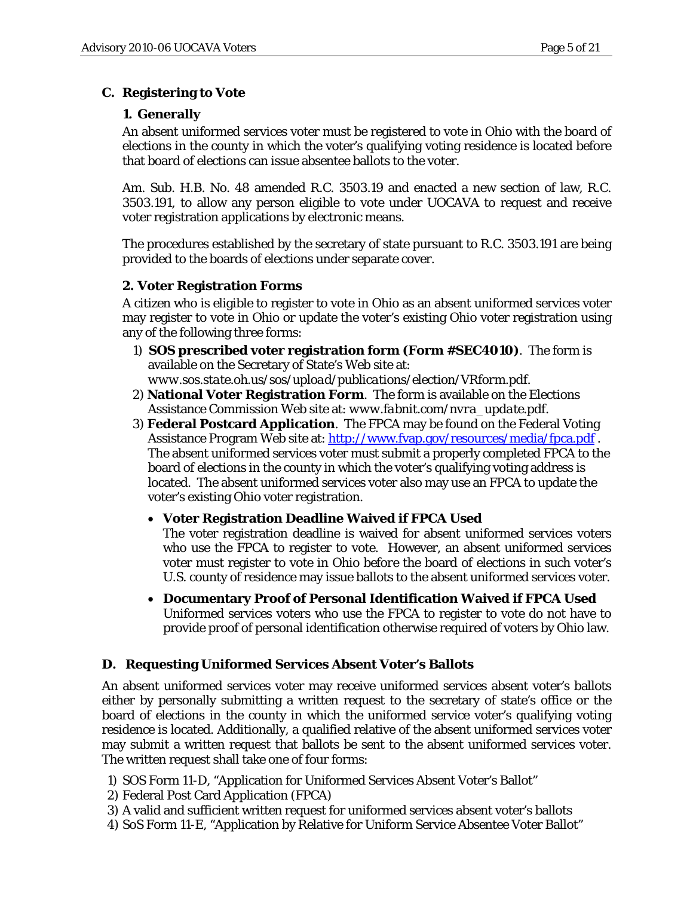### C. Registering to Vote

#### 1. Generally

An absent uniformed services voter must be registered to vote in Ohio with the board of elections in the county in which the voter's qualifying voting residence is located before that board of elections can issue absentee ballots to the voter.

Am. Sub. H.B. No. 48 amended R.C. 3503.19 and enacted a new section of law, R.C. 3503.191, to allow any person eligible to vote under UOCAVA to request and receive voter registration applications by electronic means.

The procedures established by the secretary of state pursuant to R.C. 3503.191 are being provided to the boards of elections under separate cover.

#### 2. Voter Registration Forms

A citizen who is eligible to register to vote in Ohio as an absent uniformed services voter may register to vote in Ohio or update the voter's existing Ohio voter registration using any of the following three forms:

1) **SOS prescribed voter registration form (Form #SEC4010)**. The form is available on the Secretary of State's Web site at: *www.sos.state.oh.us/sos/upload/publications/election/VRform.pdf*.
2) **National Voter Registration Form**. The form is available on the Elections Assistance Commission Web site at: *www.fabnit.com/nvra_update.pdf*.
3) **Federal Postcard Application**. The FPCA may be found on the Federal Voting Assistance Program Web site at: http://www.fvap.gov/resources/media/fpca.pdf . The absent uniformed services voter must submit a properly completed FPCA to the board of elections in the county in which the voter's qualifying voting address is located. The absent uniformed services voter also may use an FPCA to update the voter's existing Ohio voter registration.

   - **Voter Registration Deadline Waived if FPCA Used**
     The voter registration deadline is waived for absent uniformed services voters who use the FPCA to register to vote. However, an absent uniformed services voter must register to vote in Ohio before the board of elections in such voter's U.S. county of residence may issue ballots to the absent uniformed services voter.

   - **Documentary Proof of Personal Identification Waived if FPCA Used**
     Uniformed services voters who use the FPCA to register to vote do not have to provide proof of personal identification otherwise required of voters by Ohio law.

### D. Requesting Uniformed Services Absent Voter's Ballots

An absent uniformed services voter may receive uniformed services absent voter's ballots either by personally submitting a written request to the secretary of state's office or the board of elections in the county in which the uniformed service voter's qualifying voting residence is located. Additionally, a qualified relative of the absent uniformed services voter may submit a written request that ballots be sent to the absent uniformed services voter. The written request shall take one of four forms:

1) SOS Form 11-D, "Application for Uniformed Services Absent Voter's Ballot"
2) Federal Post Card Application (FPCA)
3) A valid and sufficient written request for uniformed services absent voter's ballots
4) SoS Form 11-E, "Application by Relative for Uniform Service Absentee Voter Ballot"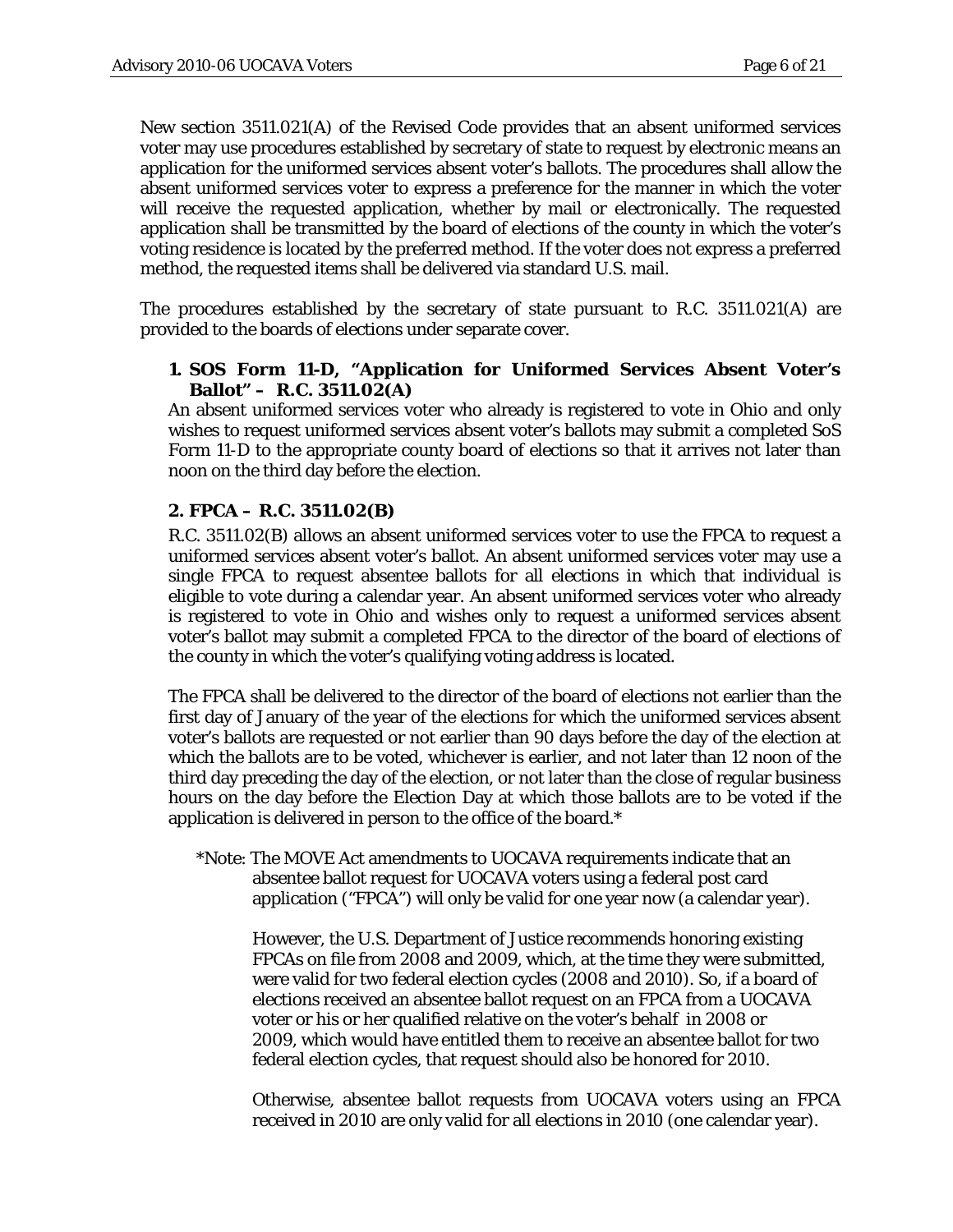New section 3511.021(A) of the Revised Code provides that an absent uniformed services voter may use procedures established by secretary of state to request by electronic means an application for the uniformed services absent voter's ballots. The procedures shall allow the absent uniformed services voter to express a preference for the manner in which the voter will receive the requested application, whether by mail or electronically. The requested application shall be transmitted by the board of elections of the county in which the voter's voting residence is located by the preferred method. If the voter does not express a preferred method, the requested items shall be delivered via standard U.S. mail.

The procedures established by the secretary of state pursuant to R.C. 3511.021(A) are provided to the boards of elections under separate cover.

**1. SOS Form 11-D, "Application for Uniformed Services Absent Voter's Ballot" – R.C. 3511.02(A)**

An absent uniformed services voter who already is registered to vote in Ohio and only wishes to request uniformed services absent voter's ballots may submit a completed SoS Form 11-D to the appropriate county board of elections so that it arrives not later than noon on the third day before the election.

**2. FPCA – R.C. 3511.02(B)**

R.C. 3511.02(B) allows an absent uniformed services voter to use the FPCA to request a uniformed services absent voter's ballot. An absent uniformed services voter may use a single FPCA to request absentee ballots for all elections in which that individual is eligible to vote during a calendar year. An absent uniformed services voter who already is registered to vote in Ohio and wishes only to request a uniformed services absent voter's ballot may submit a completed FPCA to the director of the board of elections of the county in which the voter's qualifying voting address is located.

The FPCA shall be delivered to the director of the board of elections not earlier than the first day of January of the year of the elections for which the uniformed services absent voter's ballots are requested or not earlier than 90 days before the day of the election at which the ballots are to be voted, whichever is earlier, and not later than 12 noon of the third day preceding the day of the election, or not later than the close of regular business hours on the day before the Election Day at which those ballots are to be voted if the application is delivered in person to the office of the board.*

*Note: The MOVE Act amendments to UOCAVA requirements indicate that an absentee ballot request for UOCAVA voters using a federal post card application ("FPCA") will only be valid for one year now (a calendar year).

However, the U.S. Department of Justice recommends honoring existing FPCAs on file from 2008 and 2009, which, at the time they were submitted, were valid for two federal election cycles (2008 and 2010). So, if a board of elections received an absentee ballot request on an FPCA from a UOCAVA voter or his or her qualified relative on the voter's behalf in 2008 or 2009, which would have entitled them to receive an absentee ballot for two federal election cycles, that request should also be honored for 2010.

Otherwise, absentee ballot requests from UOCAVA voters using an FPCA received in 2010 are only valid for all elections in 2010 (one calendar year).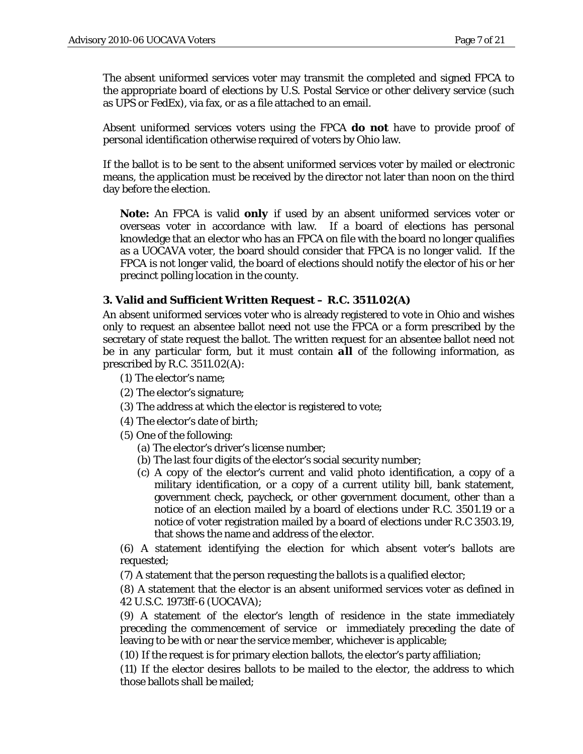The absent uniformed services voter may transmit the completed and signed FPCA to the appropriate board of elections by U.S. Postal Service or other delivery service (such as UPS or FedEx), via fax, or as a file attached to an email.

Absent uniformed services voters using the FPCA **do not** have to provide proof of personal identification otherwise required of voters by Ohio law.

If the ballot is to be sent to the absent uniformed services voter by mailed or electronic means, the application must be received by the director not later than noon on the third day before the election.

> **Note:** An FPCA is valid **only** if used by an absent uniformed services voter or overseas voter in accordance with law. If a board of elections has personal knowledge that an elector who has an FPCA on file with the board no longer qualifies as a UOCAVA voter, the board should consider that FPCA is no longer valid. If the FPCA is not longer valid, the board of elections should notify the elector of his or her precinct polling location in the county.

### 3. Valid and Sufficient Written Request – R.C. 3511.02(A)

An absent uniformed services voter who is already registered to vote in Ohio and wishes only to request an absentee ballot need not use the FPCA or a form prescribed by the secretary of state request the ballot. The written request for an absentee ballot need not be in any particular form, but it must contain ***all*** of the following information, as prescribed by R.C. 3511.02(A):

(1) The elector's name;

(2) The elector's signature;

(3) The address at which the elector is registered to vote;

(4) The elector's date of birth;

(5) One of the following:

- (a) The elector's driver's license number;
- (b) The last four digits of the elector's social security number;
- (c) A copy of the elector's current and valid photo identification, a copy of a military identification, or a copy of a current utility bill, bank statement, government check, paycheck, or other government document, other than a notice of an election mailed by a board of elections under R.C. 3501.19 or a notice of voter registration mailed by a board of elections under R.C 3503.19, that shows the name and address of the elector.

(6) A statement identifying the election for which absent voter's ballots are requested;

(7) A statement that the person requesting the ballots is a qualified elector;

(8) A statement that the elector is an absent uniformed services voter as defined in 42 U.S.C. 1973ff-6 (UOCAVA);

(9) A statement of the elector's length of residence in the state immediately preceding the commencement of service or immediately preceding the date of leaving to be with or near the service member, whichever is applicable;

(10) If the request is for primary election ballots, the elector's party affiliation;

(11) If the elector desires ballots to be mailed to the elector, the address to which those ballots shall be mailed;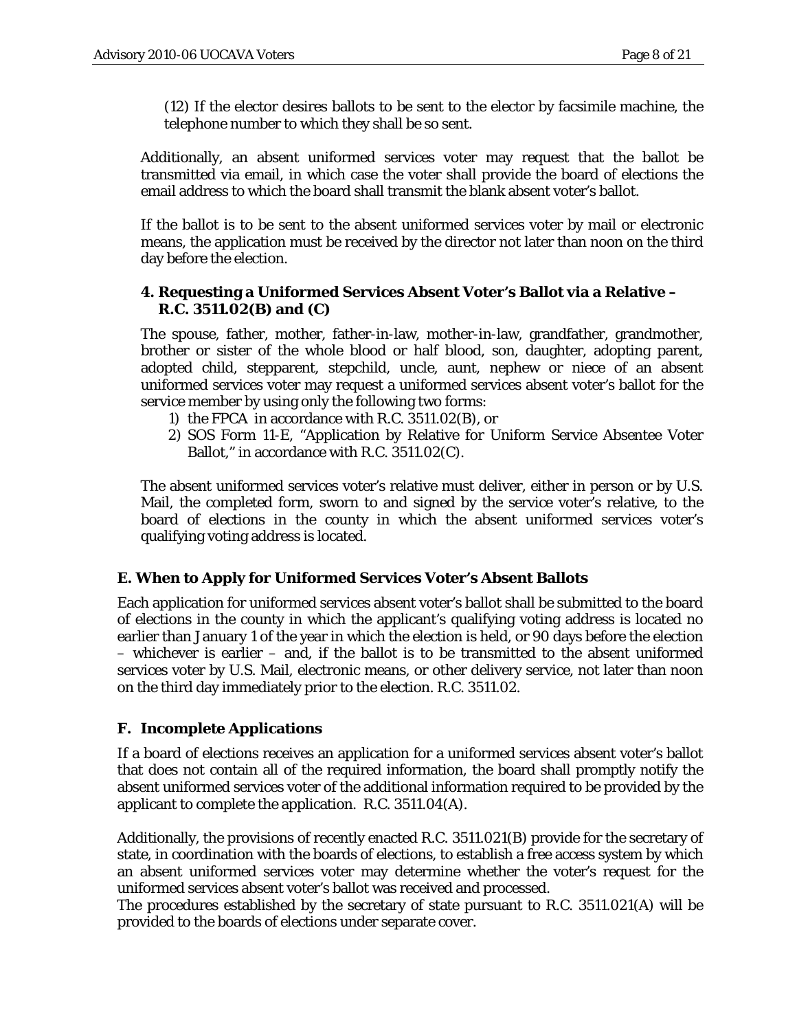(12) If the elector desires ballots to be sent to the elector by facsimile machine, the telephone number to which they shall be so sent.

Additionally, an absent uniformed services voter may request that the ballot be transmitted via email, in which case the voter shall provide the board of elections the email address to which the board shall transmit the blank absent voter's ballot.

If the ballot is to be sent to the absent uniformed services voter by mail or electronic means, the application must be received by the director not later than noon on the third day before the election.

### 4. Requesting a Uniformed Services Absent Voter's Ballot via a Relative – R.C. 3511.02(B) and (C)

The spouse, father, mother, father-in-law, mother-in-law, grandfather, grandmother, brother or sister of the whole blood or half blood, son, daughter, adopting parent, adopted child, stepparent, stepchild, uncle, aunt, nephew or niece of an absent uniformed services voter may request a uniformed services absent voter's ballot for the service member by using only the following two forms:

1) the FPCA in accordance with R.C. 3511.02(B), or
2) SOS Form 11-E, "Application by Relative for Uniform Service Absentee Voter Ballot," in accordance with R.C. 3511.02(C).

The absent uniformed services voter's relative must deliver, either in person or by U.S. Mail, the completed form, sworn to and signed by the service voter's relative, to the board of elections in the county in which the absent uniformed services voter's qualifying voting address is located.

## E. When to Apply for Uniformed Services Voter's Absent Ballots

Each application for uniformed services absent voter's ballot shall be submitted to the board of elections in the county in which the applicant's qualifying voting address is located no earlier than January 1 of the year in which the election is held, or 90 days before the election – whichever is earlier – and, if the ballot is to be transmitted to the absent uniformed services voter by U.S. Mail, electronic means, or other delivery service, not later than noon on the third day immediately prior to the election. R.C. 3511.02.

## F. Incomplete Applications

If a board of elections receives an application for a uniformed services absent voter's ballot that does not contain all of the required information, the board shall promptly notify the absent uniformed services voter of the additional information required to be provided by the applicant to complete the application. R.C. 3511.04(A).

Additionally, the provisions of recently enacted R.C. 3511.021(B) provide for the secretary of state, in coordination with the boards of elections, to establish a free access system by which an absent uniformed services voter may determine whether the voter's request for the uniformed services absent voter's ballot was received and processed.
The procedures established by the secretary of state pursuant to R.C. 3511.021(A) will be provided to the boards of elections under separate cover.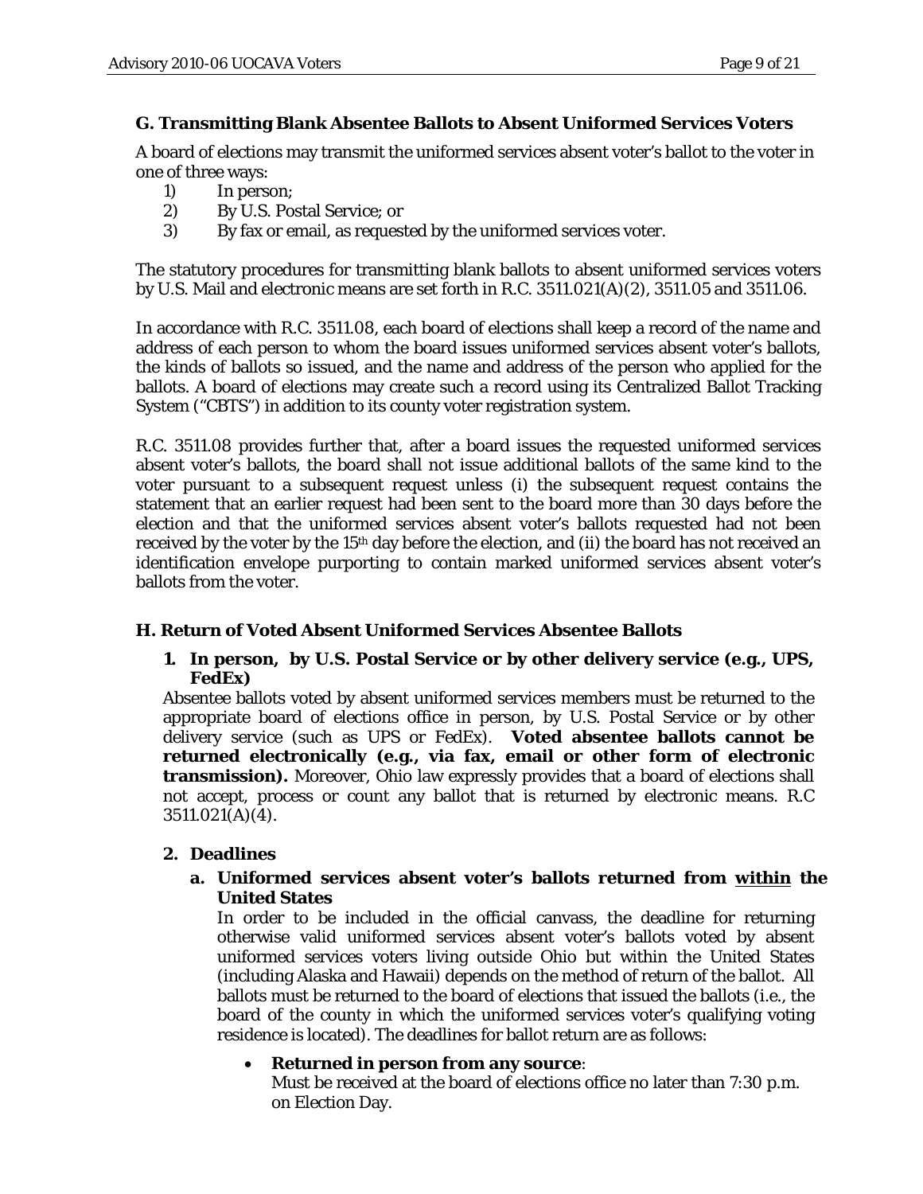### G. Transmitting Blank Absentee Ballots to Absent Uniformed Services Voters

A board of elections may transmit the uniformed services absent voter's ballot to the voter in one of three ways:

1) In person;
2) By U.S. Postal Service; or
3) By fax or email, as requested by the uniformed services voter.

The statutory procedures for transmitting blank ballots to absent uniformed services voters by U.S. Mail and electronic means are set forth in R.C. 3511.021(A)(2), 3511.05 and 3511.06.

In accordance with R.C. 3511.08, each board of elections shall keep a record of the name and address of each person to whom the board issues uniformed services absent voter's ballots, the kinds of ballots so issued, and the name and address of the person who applied for the ballots. A board of elections may create such a record using its Centralized Ballot Tracking System ("CBTS") in addition to its county voter registration system.

R.C. 3511.08 provides further that, after a board issues the requested uniformed services absent voter's ballots, the board shall not issue additional ballots of the same kind to the voter pursuant to a subsequent request unless (i) the subsequent request contains the statement that an earlier request had been sent to the board more than 30 days before the election and that the uniformed services absent voter's ballots requested had not been received by the voter by the 15th day before the election, and (ii) the board has not received an identification envelope purporting to contain marked uniformed services absent voter's ballots from the voter.

### H. Return of Voted Absent Uniformed Services Absentee Ballots

**1. In person, by U.S. Postal Service or by other delivery service (e.g., UPS, FedEx)**

Absentee ballots voted by absent uniformed services members must be returned to the appropriate board of elections office in person, by U.S. Postal Service or by other delivery service (such as UPS or FedEx). **Voted absentee ballots cannot be returned electronically (e.g., via fax, email or other form of electronic transmission).** Moreover, Ohio law expressly provides that a board of elections shall not accept, process or count any ballot that is returned by electronic means. R.C 3511.021(A)(4).

**2. Deadlines**

**a. Uniformed services absent voter's ballots returned from <u>within</u> the United States**

In order to be included in the official canvass, the deadline for returning otherwise valid uniformed services absent voter's ballots voted by absent uniformed services voters living outside Ohio but within the United States (including Alaska and Hawaii) depends on the method of return of the ballot. All ballots must be returned to the board of elections that issued the ballots (i.e., the board of the county in which the uniformed services voter's qualifying voting residence is located). The deadlines for ballot return are as follows:

- **Returned in person from any source**:
  Must be received at the board of elections office no later than 7:30 p.m. on Election Day.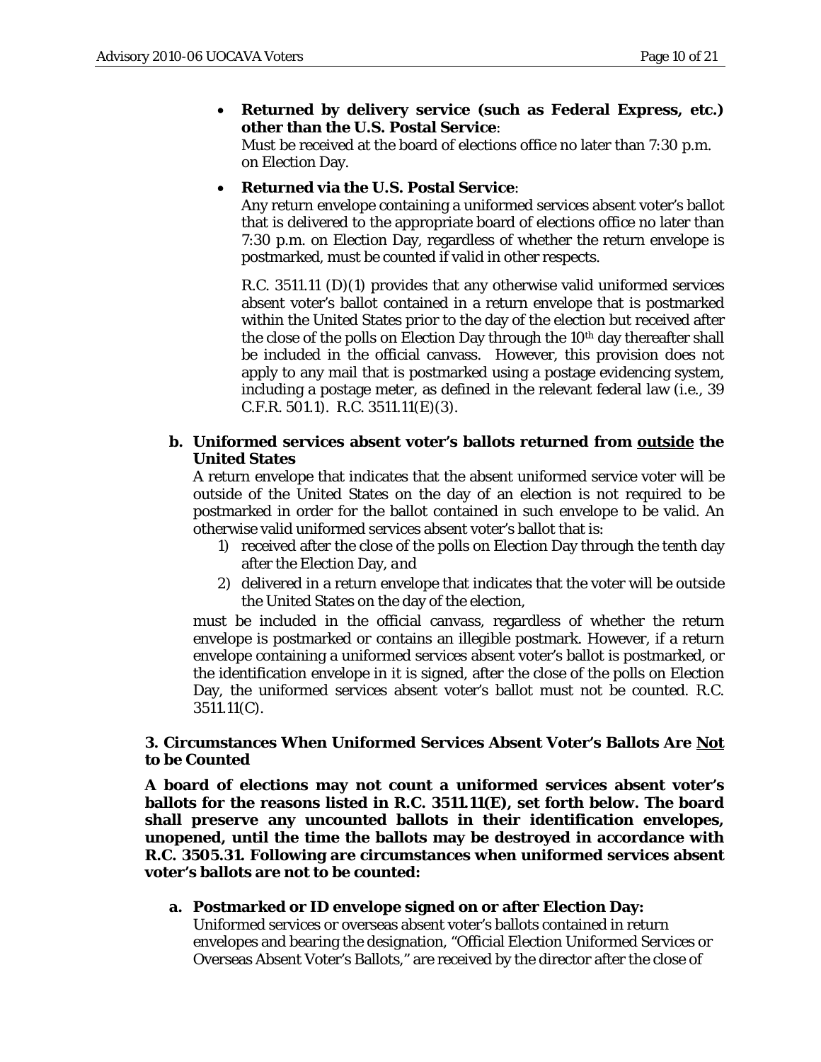- **Returned by delivery service (such as Federal Express, etc.) other than the U.S. Postal Service**:
  Must be received at the board of elections office no later than 7:30 p.m. on Election Day.

- **Returned via the U.S. Postal Service**:
  Any return envelope containing a uniformed services absent voter's ballot that is delivered to the appropriate board of elections office no later than 7:30 p.m. on Election Day, regardless of whether the return envelope is postmarked, must be counted if valid in other respects.

  R.C. 3511.11 (D)(1) provides that any otherwise valid uniformed services absent voter's ballot contained in a return envelope that is postmarked within the United States prior to the day of the election but received after the close of the polls on Election Day through the 10th day thereafter shall be included in the official canvass. However, this provision does not apply to any mail that is postmarked using a postage evidencing system, including a postage meter, as defined in the relevant federal law (i.e., 39 C.F.R. 501.1). R.C. 3511.11(E)(3).

**b. Uniformed services absent voter's ballots returned from <u>outside</u> the United States**

A return envelope that indicates that the absent uniformed service voter will be outside of the United States on the day of an election is not required to be postmarked in order for the ballot contained in such envelope to be valid. An otherwise valid uniformed services absent voter's ballot that is:

1) received after the close of the polls on Election Day through the tenth day after the Election Day, and
2) delivered in a return envelope that indicates that the voter will be outside the United States on the day of the election,

must be included in the official canvass, regardless of whether the return envelope is postmarked or contains an illegible postmark. However, if a return envelope containing a uniformed services absent voter's ballot is postmarked, or the identification envelope in it is signed, after the close of the polls on Election Day, the uniformed services absent voter's ballot must not be counted. R.C. 3511.11(C).

### 3. Circumstances When Uniformed Services Absent Voter's Ballots Are <u>Not</u> to be Counted

**A board of elections may not count a uniformed services absent voter's ballots for the reasons listed in R.C. 3511.11(E), set forth below. The board shall preserve any uncounted ballots in their identification envelopes, unopened, until the time the ballots may be destroyed in accordance with R.C. 3505.31. Following are circumstances when uniformed services absent voter's ballots are not to be counted:**

**a. Postmarked or ID envelope signed on or after Election Day:**

Uniformed services or overseas absent voter's ballots contained in return envelopes and bearing the designation, "Official Election Uniformed Services or Overseas Absent Voter's Ballots," are received by the director after the close of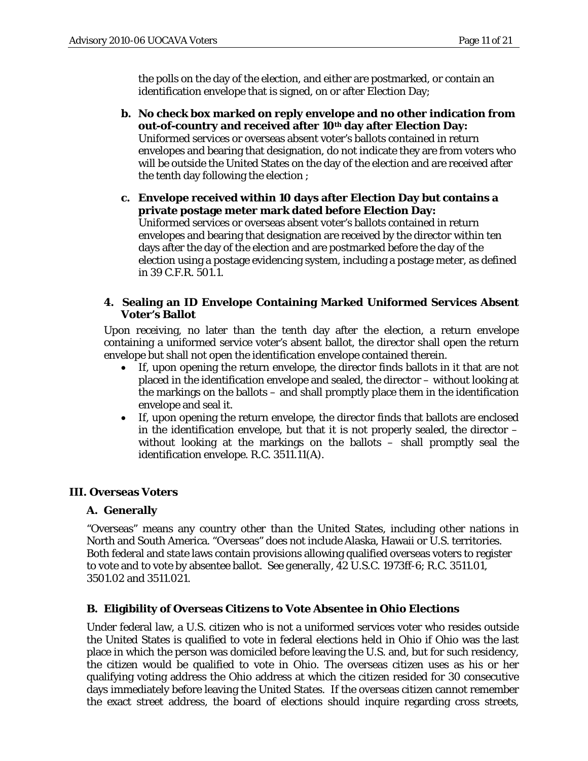the polls on the day of the election, and either are postmarked, or contain an identification envelope that is signed, on or after Election Day;

**b. No check box marked on reply envelope and no other indication from out-of-country and received after 10th day after Election Day:** Uniformed services or overseas absent voter's ballots contained in return envelopes and bearing that designation, do not indicate they are from voters who will be outside the United States on the day of the election and are received after the tenth day following the election ;

**c. Envelope received within 10 days after Election Day but contains a private postage meter mark dated before Election Day:** Uniformed services or overseas absent voter's ballots contained in return envelopes and bearing that designation are received by the director within ten days after the day of the election and are postmarked before the day of the election using a postage evidencing system, including a postage meter, as defined in 39 C.F.R. 501.1.

### 4. Sealing an ID Envelope Containing Marked Uniformed Services Absent Voter's Ballot

Upon receiving, no later than the tenth day after the election, a return envelope containing a uniformed service voter's absent ballot, the director shall open the return envelope but shall not open the identification envelope contained therein.

- If, upon opening the return envelope, the director finds ballots in it that are not placed in the identification envelope and sealed, the director – without looking at the markings on the ballots – and shall promptly place them in the identification envelope and seal it.
- If, upon opening the return envelope, the director finds that ballots are enclosed in the identification envelope, but that it is not properly sealed, the director – without looking at the markings on the ballots – shall promptly seal the identification envelope. R.C. 3511.11(A).

## III. Overseas Voters

### A. Generally

"Overseas" means any country other than the United States, including other nations in North and South America. "Overseas" does not include Alaska, Hawaii or U.S. territories. Both federal and state laws contain provisions allowing qualified overseas voters to register to vote and to vote by absentee ballot. *See generally*, 42 U.S.C. 1973ff-6; R.C. 3511.01, 3501.02 and 3511.021.

### B. Eligibility of Overseas Citizens to Vote Absentee in Ohio Elections

Under federal law, a U.S. citizen who is not a uniformed services voter who resides outside the United States is qualified to vote in federal elections held in Ohio if Ohio was the last place in which the person was domiciled before leaving the U.S. and, but for such residency, the citizen would be qualified to vote in Ohio. The overseas citizen uses as his or her qualifying voting address the Ohio address at which the citizen resided for 30 consecutive days immediately before leaving the United States. If the overseas citizen cannot remember the exact street address, the board of elections should inquire regarding cross streets,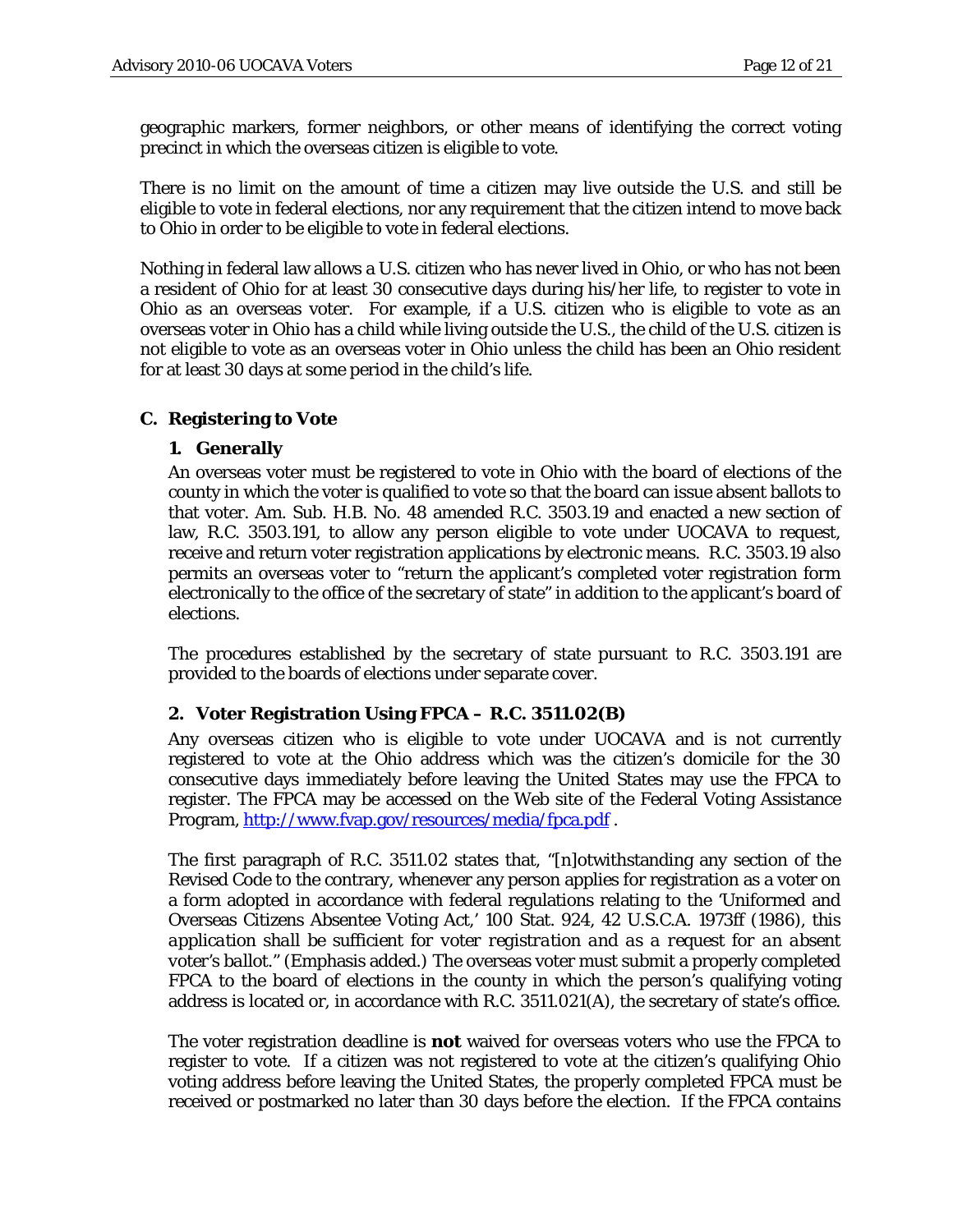geographic markers, former neighbors, or other means of identifying the correct voting precinct in which the overseas citizen is eligible to vote.

There is no limit on the amount of time a citizen may live outside the U.S. and still be eligible to vote in federal elections, nor any requirement that the citizen intend to move back to Ohio in order to be eligible to vote in federal elections.

Nothing in federal law allows a U.S. citizen who has never lived in Ohio, or who has not been a resident of Ohio for at least 30 consecutive days during his/her life, to register to vote in Ohio as an overseas voter. For example, if a U.S. citizen who is eligible to vote as an overseas voter in Ohio has a child while living outside the U.S., the child of the U.S. citizen is not eligible to vote as an overseas voter in Ohio unless the child has been an Ohio resident for at least 30 days at some period in the child's life.

## C. Registering to Vote

### 1. Generally

An overseas voter must be registered to vote in Ohio with the board of elections of the county in which the voter is qualified to vote so that the board can issue absent ballots to that voter. Am. Sub. H.B. No. 48 amended R.C. 3503.19 and enacted a new section of law, R.C. 3503.191, to allow any person eligible to vote under UOCAVA to request, receive and return voter registration applications by electronic means. R.C. 3503.19 also permits an overseas voter to "return the applicant's completed voter registration form electronically to the office of the secretary of state" in addition to the applicant's board of elections.

The procedures established by the secretary of state pursuant to R.C. 3503.191 are provided to the boards of elections under separate cover.

### 2. Voter Registration Using FPCA – R.C. 3511.02(B)

Any overseas citizen who is eligible to vote under UOCAVA and is not currently registered to vote at the Ohio address which was the citizen's domicile for the 30 consecutive days immediately before leaving the United States may use the FPCA to register. The FPCA may be accessed on the Web site of the Federal Voting Assistance Program, http://www.fvap.gov/resources/media/fpca.pdf .

The first paragraph of R.C. 3511.02 states that, "[n]otwithstanding any section of the Revised Code to the contrary, whenever any person applies for registration as a voter on a form adopted in accordance with federal regulations relating to the 'Uniformed and Overseas Citizens Absentee Voting Act,' 100 Stat. 924, 42 U.S.C.A. 1973ff (1986), this *application shall be sufficient for voter registration and as a request for an absent* voter's ballot." (Emphasis added.) The overseas voter must submit a properly completed FPCA to the board of elections in the county in which the person's qualifying voting address is located or, in accordance with R.C. 3511.021(A), the secretary of state's office.

The voter registration deadline is **not** waived for overseas voters who use the FPCA to register to vote. If a citizen was not registered to vote at the citizen's qualifying Ohio voting address before leaving the United States, the properly completed FPCA must be received or postmarked no later than 30 days before the election. If the FPCA contains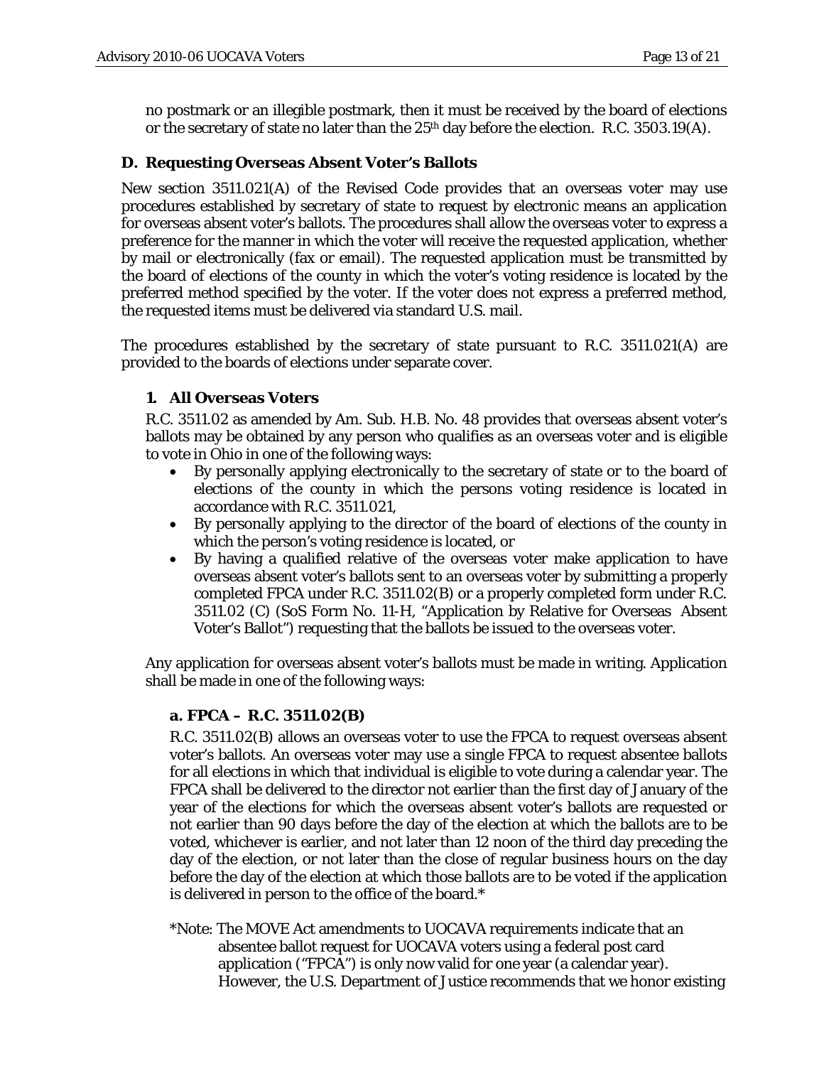no postmark or an illegible postmark, then it must be received by the board of elections or the secretary of state no later than the 25th day before the election. R.C. 3503.19(A).

## D. Requesting Overseas Absent Voter's Ballots

New section 3511.021(A) of the Revised Code provides that an overseas voter may use procedures established by secretary of state to request by electronic means an application for overseas absent voter's ballots. The procedures shall allow the overseas voter to express a preference for the manner in which the voter will receive the requested application, whether by mail or electronically (fax or email). The requested application must be transmitted by the board of elections of the county in which the voter's voting residence is located by the preferred method specified by the voter. If the voter does not express a preferred method, the requested items must be delivered via standard U.S. mail.

The procedures established by the secretary of state pursuant to R.C. 3511.021(A) are provided to the boards of elections under separate cover.

### 1. All Overseas Voters

R.C. 3511.02 as amended by Am. Sub. H.B. No. 48 provides that overseas absent voter's ballots may be obtained by any person who qualifies as an overseas voter and is eligible to vote in Ohio in one of the following ways:

- By personally applying electronically to the secretary of state or to the board of elections of the county in which the persons voting residence is located in accordance with R.C. 3511.021,
- By personally applying to the director of the board of elections of the county in which the person's voting residence is located, or
- By having a qualified relative of the overseas voter make application to have overseas absent voter's ballots sent to an overseas voter by submitting a properly completed FPCA under R.C. 3511.02(B) or a properly completed form under R.C. 3511.02 (C) (SoS Form No. 11-H, "Application by Relative for Overseas Absent Voter's Ballot") requesting that the ballots be issued to the overseas voter.

Any application for overseas absent voter's ballots must be made in writing. Application shall be made in one of the following ways:

#### a. FPCA – R.C. 3511.02(B)

R.C. 3511.02(B) allows an overseas voter to use the FPCA to request overseas absent voter's ballots. An overseas voter may use a single FPCA to request absentee ballots for all elections in which that individual is eligible to vote during a calendar year. The FPCA shall be delivered to the director not earlier than the first day of January of the year of the elections for which the overseas absent voter's ballots are requested or not earlier than 90 days before the day of the election at which the ballots are to be voted, whichever is earlier, and not later than 12 noon of the third day preceding the day of the election, or not later than the close of regular business hours on the day before the day of the election at which those ballots are to be voted if the application is delivered in person to the office of the board.*

*Note: The MOVE Act amendments to UOCAVA requirements indicate that an absentee ballot request for UOCAVA voters using a federal post card application ("FPCA") is only now valid for one year (a calendar year). However, the U.S. Department of Justice recommends that we honor existing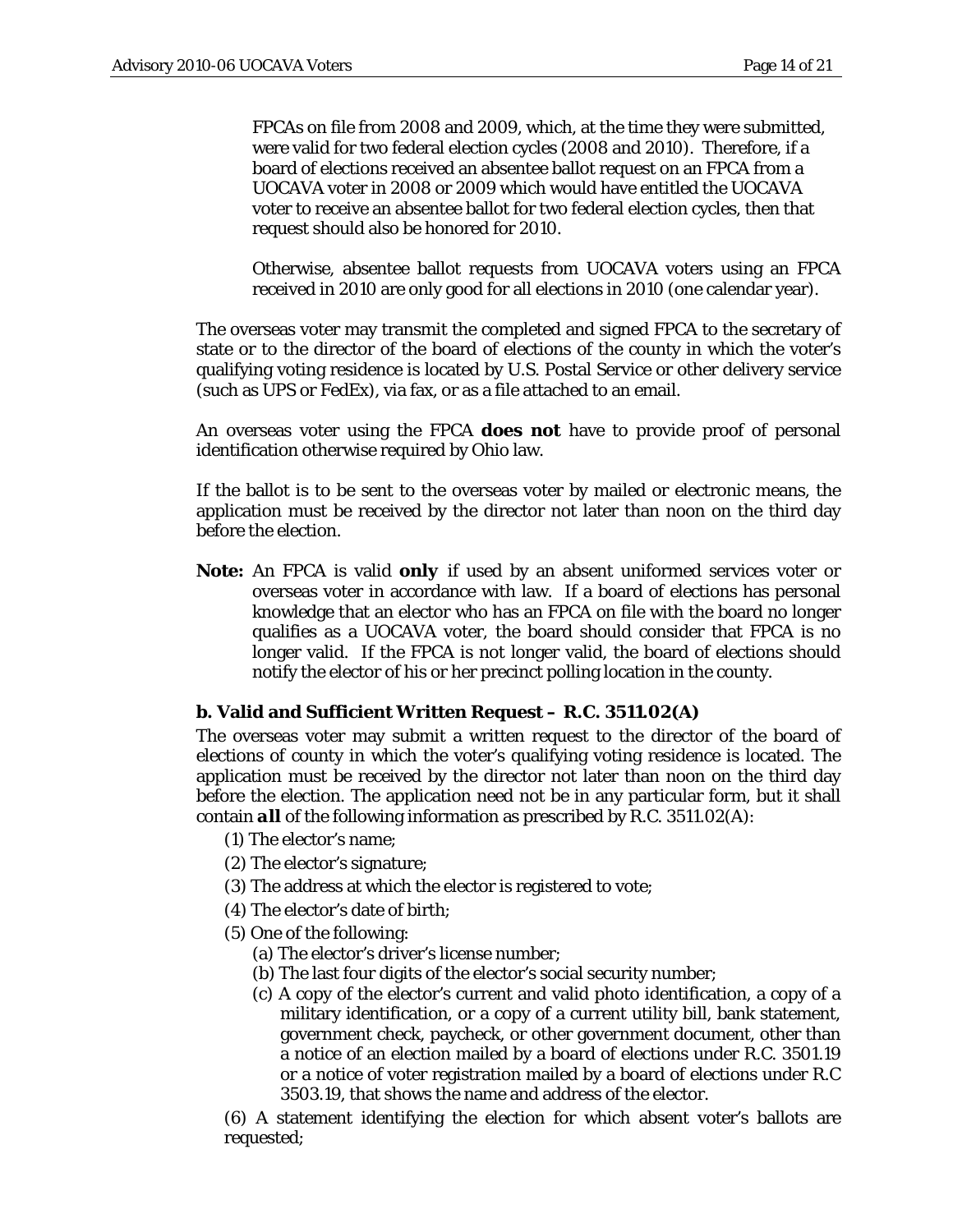FPCAs on file from 2008 and 2009, which, at the time they were submitted, were valid for two federal election cycles (2008 and 2010). Therefore, if a board of elections received an absentee ballot request on an FPCA from a UOCAVA voter in 2008 or 2009 which would have entitled the UOCAVA voter to receive an absentee ballot for two federal election cycles, then that request should also be honored for 2010.

Otherwise, absentee ballot requests from UOCAVA voters using an FPCA received in 2010 are only good for all elections in 2010 (one calendar year).

The overseas voter may transmit the completed and signed FPCA to the secretary of state or to the director of the board of elections of the county in which the voter's qualifying voting residence is located by U.S. Postal Service or other delivery service (such as UPS or FedEx), via fax, or as a file attached to an email.

An overseas voter using the FPCA **does not** have to provide proof of personal identification otherwise required by Ohio law.

If the ballot is to be sent to the overseas voter by mailed or electronic means, the application must be received by the director not later than noon on the third day before the election.

**Note:** An FPCA is valid **only** if used by an absent uniformed services voter or overseas voter in accordance with law. If a board of elections has personal knowledge that an elector who has an FPCA on file with the board no longer qualifies as a UOCAVA voter, the board should consider that FPCA is no longer valid. If the FPCA is not longer valid, the board of elections should notify the elector of his or her precinct polling location in the county.

### b. Valid and Sufficient Written Request – R.C. 3511.02(A)

The overseas voter may submit a written request to the director of the board of elections of county in which the voter's qualifying voting residence is located. The application must be received by the director not later than noon on the third day before the election. The application need not be in any particular form, but it shall contain ***all*** of the following information as prescribed by R.C. 3511.02(A):

(1) The elector's name;

(2) The elector's signature;

(3) The address at which the elector is registered to vote;

(4) The elector's date of birth;

(5) One of the following:

- (a) The elector's driver's license number;
- (b) The last four digits of the elector's social security number;
- (c) A copy of the elector's current and valid photo identification, a copy of a military identification, or a copy of a current utility bill, bank statement, government check, paycheck, or other government document, other than a notice of an election mailed by a board of elections under R.C. 3501.19 or a notice of voter registration mailed by a board of elections under R.C 3503.19, that shows the name and address of the elector.

(6) A statement identifying the election for which absent voter's ballots are requested;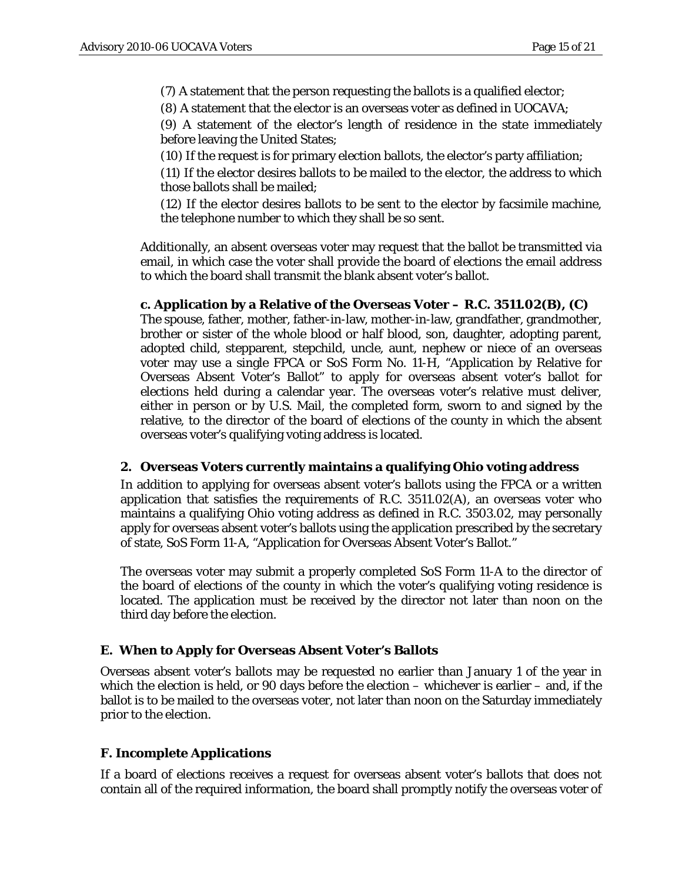(7) A statement that the person requesting the ballots is a qualified elector;

(8) A statement that the elector is an overseas voter as defined in UOCAVA;

(9) A statement of the elector's length of residence in the state immediately before leaving the United States;

(10) If the request is for primary election ballots, the elector's party affiliation;

(11) If the elector desires ballots to be mailed to the elector, the address to which those ballots shall be mailed;

(12) If the elector desires ballots to be sent to the elector by facsimile machine, the telephone number to which they shall be so sent.

Additionally, an absent overseas voter may request that the ballot be transmitted via email, in which case the voter shall provide the board of elections the email address to which the board shall transmit the blank absent voter's ballot.

**c. Application by a Relative of the Overseas Voter – R.C. 3511.02(B), (C)**

The spouse, father, mother, father-in-law, mother-in-law, grandfather, grandmother, brother or sister of the whole blood or half blood, son, daughter, adopting parent, adopted child, stepparent, stepchild, uncle, aunt, nephew or niece of an overseas voter may use a single FPCA or SoS Form No. 11-H, "Application by Relative for Overseas Absent Voter's Ballot" to apply for overseas absent voter's ballot for elections held during a calendar year. The overseas voter's relative must deliver, either in person or by U.S. Mail, the completed form, sworn to and signed by the relative, to the director of the board of elections of the county in which the absent overseas voter's qualifying voting address is located.

### 2. Overseas Voters currently maintains a qualifying Ohio voting address

In addition to applying for overseas absent voter's ballots using the FPCA or a written application that satisfies the requirements of R.C. 3511.02(A), an overseas voter who maintains a qualifying Ohio voting address as defined in R.C. 3503.02, may personally apply for overseas absent voter's ballots using the application prescribed by the secretary of state, SoS Form 11-A, "Application for Overseas Absent Voter's Ballot."

The overseas voter may submit a properly completed SoS Form 11-A to the director of the board of elections of the county in which the voter's qualifying voting residence is located. The application must be received by the director not later than noon on the third day before the election.

## E. When to Apply for Overseas Absent Voter's Ballots

Overseas absent voter's ballots may be requested no earlier than January 1 of the year in which the election is held, or 90 days before the election – whichever is earlier – and, if the ballot is to be mailed to the overseas voter, not later than noon on the Saturday immediately prior to the election.

## F. Incomplete Applications

If a board of elections receives a request for overseas absent voter's ballots that does not contain all of the required information, the board shall promptly notify the overseas voter of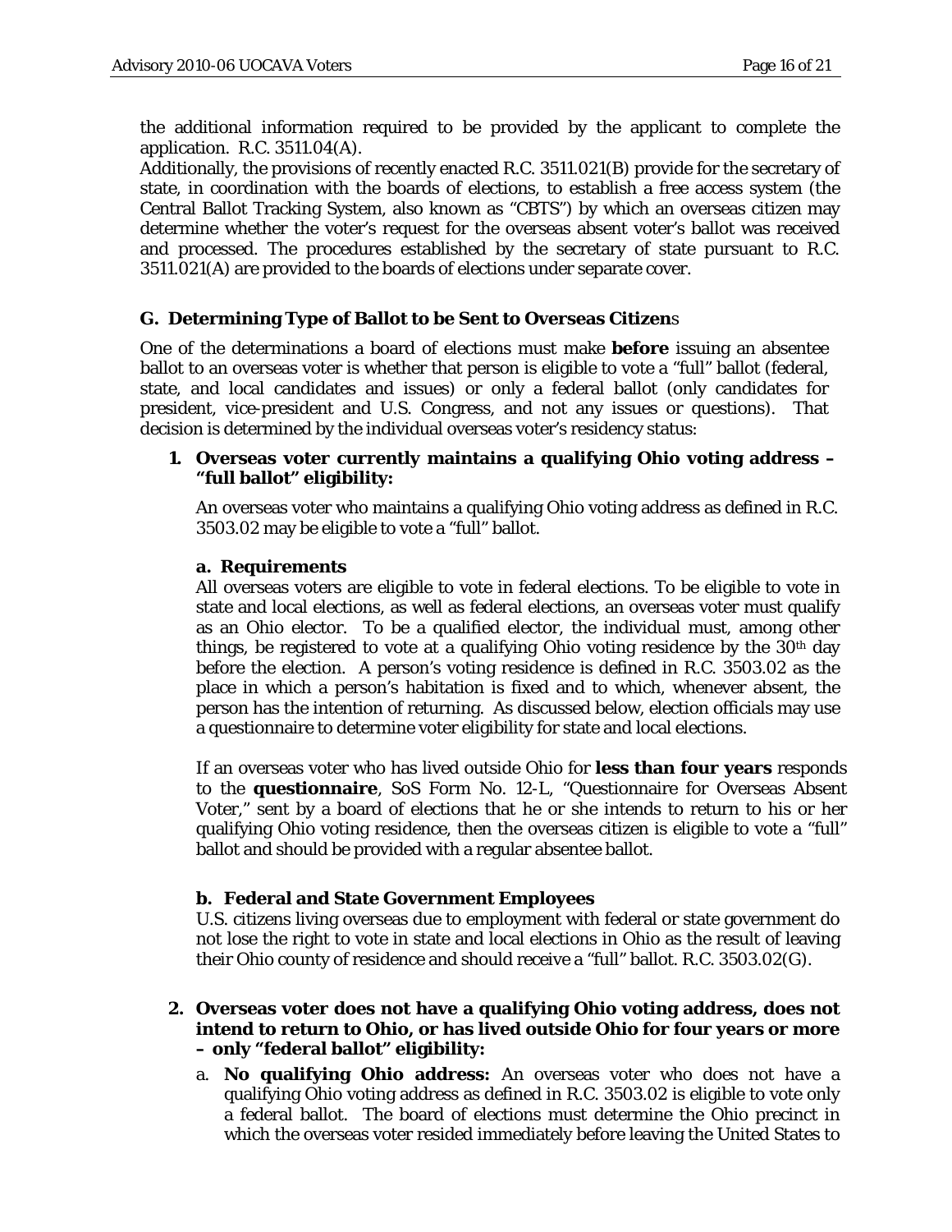the additional information required to be provided by the applicant to complete the application. R.C. 3511.04(A).

Additionally, the provisions of recently enacted R.C. 3511.021(B) provide for the secretary of state, in coordination with the boards of elections, to establish a free access system (the Central Ballot Tracking System, also known as "CBTS") by which an overseas citizen may determine whether the voter's request for the overseas absent voter's ballot was received and processed. The procedures established by the secretary of state pursuant to R.C. 3511.021(A) are provided to the boards of elections under separate cover.

### G. Determining Type of Ballot to be Sent to Overseas Citizens

One of the determinations a board of elections must make **before** issuing an absentee ballot to an overseas voter is whether that person is eligible to vote a "full" ballot (federal, state, and local candidates and issues) or only a federal ballot (only candidates for president, vice-president and U.S. Congress, and not any issues or questions). That decision is determined by the individual overseas voter's residency status:

#### 1. Overseas voter currently maintains a qualifying Ohio voting address – "full ballot" eligibility:

An overseas voter who maintains a qualifying Ohio voting address as defined in R.C. 3503.02 may be eligible to vote a "full" ballot.

**a. Requirements**

All overseas voters are eligible to vote in federal elections. To be eligible to vote in state and local elections, as well as federal elections, an overseas voter must qualify as an Ohio elector. To be a qualified elector, the individual must, among other things, be registered to vote at a qualifying Ohio voting residence by the 30th day before the election. A person's voting residence is defined in R.C. 3503.02 as the place in which a person's habitation is fixed and to which, whenever absent, the person has the intention of returning. As discussed below, election officials may use a questionnaire to determine voter eligibility for state and local elections.

If an overseas voter who has lived outside Ohio for **less than four years** responds to the **questionnaire**, SoS Form No. 12-L, "Questionnaire for Overseas Absent Voter," sent by a board of elections that he or she intends to return to his or her qualifying Ohio voting residence, then the overseas citizen is eligible to vote a "full" ballot and should be provided with a regular absentee ballot.

**b. Federal and State Government Employees**

U.S. citizens living overseas due to employment with federal or state government do not lose the right to vote in state and local elections in Ohio as the result of leaving their Ohio county of residence and should receive a "full" ballot. R.C. 3503.02(G).

#### 2. Overseas voter does not have a qualifying Ohio voting address, does not intend to return to Ohio, or has lived outside Ohio for four years or more – only "federal ballot" eligibility:

a. **No qualifying Ohio address:** An overseas voter who does not have a qualifying Ohio voting address as defined in R.C. 3503.02 is eligible to vote only a federal ballot. The board of elections must determine the Ohio precinct in which the overseas voter resided immediately before leaving the United States to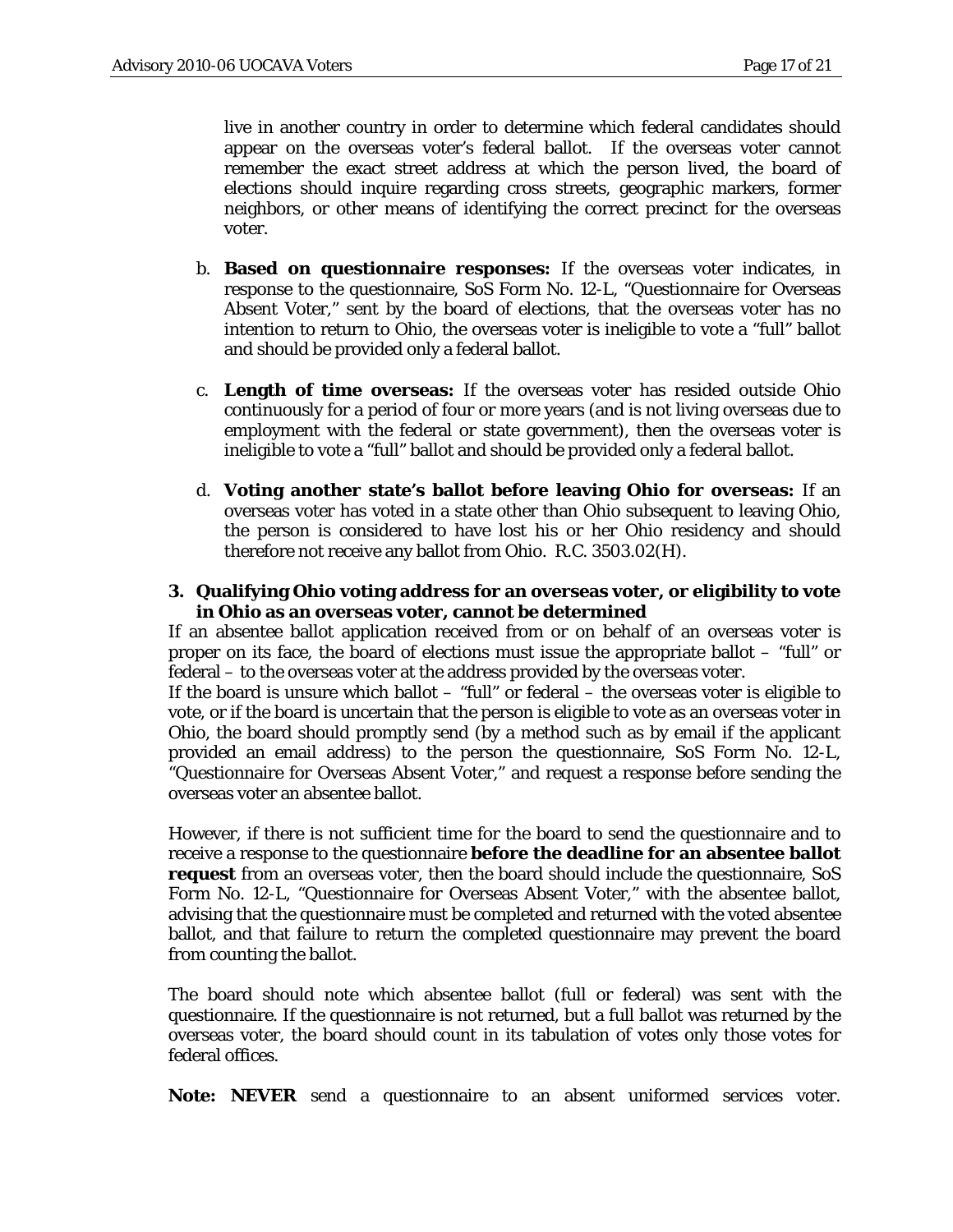live in another country in order to determine which federal candidates should appear on the overseas voter's federal ballot. If the overseas voter cannot remember the exact street address at which the person lived, the board of elections should inquire regarding cross streets, geographic markers, former neighbors, or other means of identifying the correct precinct for the overseas voter.

b. **Based on questionnaire responses:** If the overseas voter indicates, in response to the questionnaire, SoS Form No. 12-L, "Questionnaire for Overseas Absent Voter," sent by the board of elections, that the overseas voter has no intention to return to Ohio, the overseas voter is ineligible to vote a "full" ballot and should be provided only a federal ballot.

c. **Length of time overseas:** If the overseas voter has resided outside Ohio continuously for a period of four or more years (and is not living overseas due to employment with the federal or state government), then the overseas voter is ineligible to vote a "full" ballot and should be provided only a federal ballot.

d. **Voting another state's ballot before leaving Ohio for overseas:** If an overseas voter has voted in a state other than Ohio subsequent to leaving Ohio, the person is considered to have lost his or her Ohio residency and should therefore not receive any ballot from Ohio. R.C. 3503.02(H).

**3. Qualifying Ohio voting address for an overseas voter, or eligibility to vote in Ohio as an overseas voter, cannot be determined**

If an absentee ballot application received from or on behalf of an overseas voter is proper on its face, the board of elections must issue the appropriate ballot – "full" or federal – to the overseas voter at the address provided by the overseas voter.

If the board is unsure which ballot – "full" or federal – the overseas voter is eligible to vote, or if the board is uncertain that the person is eligible to vote as an overseas voter in Ohio, the board should promptly send (by a method such as by email if the applicant provided an email address) to the person the questionnaire, SoS Form No. 12-L, "Questionnaire for Overseas Absent Voter," and request a response before sending the overseas voter an absentee ballot.

However, if there is not sufficient time for the board to send the questionnaire and to receive a response to the questionnaire **before the deadline for an absentee ballot request** from an overseas voter, then the board should include the questionnaire, SoS Form No. 12-L, "Questionnaire for Overseas Absent Voter," with the absentee ballot, advising that the questionnaire must be completed and returned with the voted absentee ballot, and that failure to return the completed questionnaire may prevent the board from counting the ballot.

The board should note which absentee ballot (full or federal) was sent with the questionnaire. If the questionnaire is not returned, but a full ballot was returned by the overseas voter, the board should count in its tabulation of votes only those votes for federal offices.

**Note: NEVER** send a questionnaire to an absent uniformed services voter.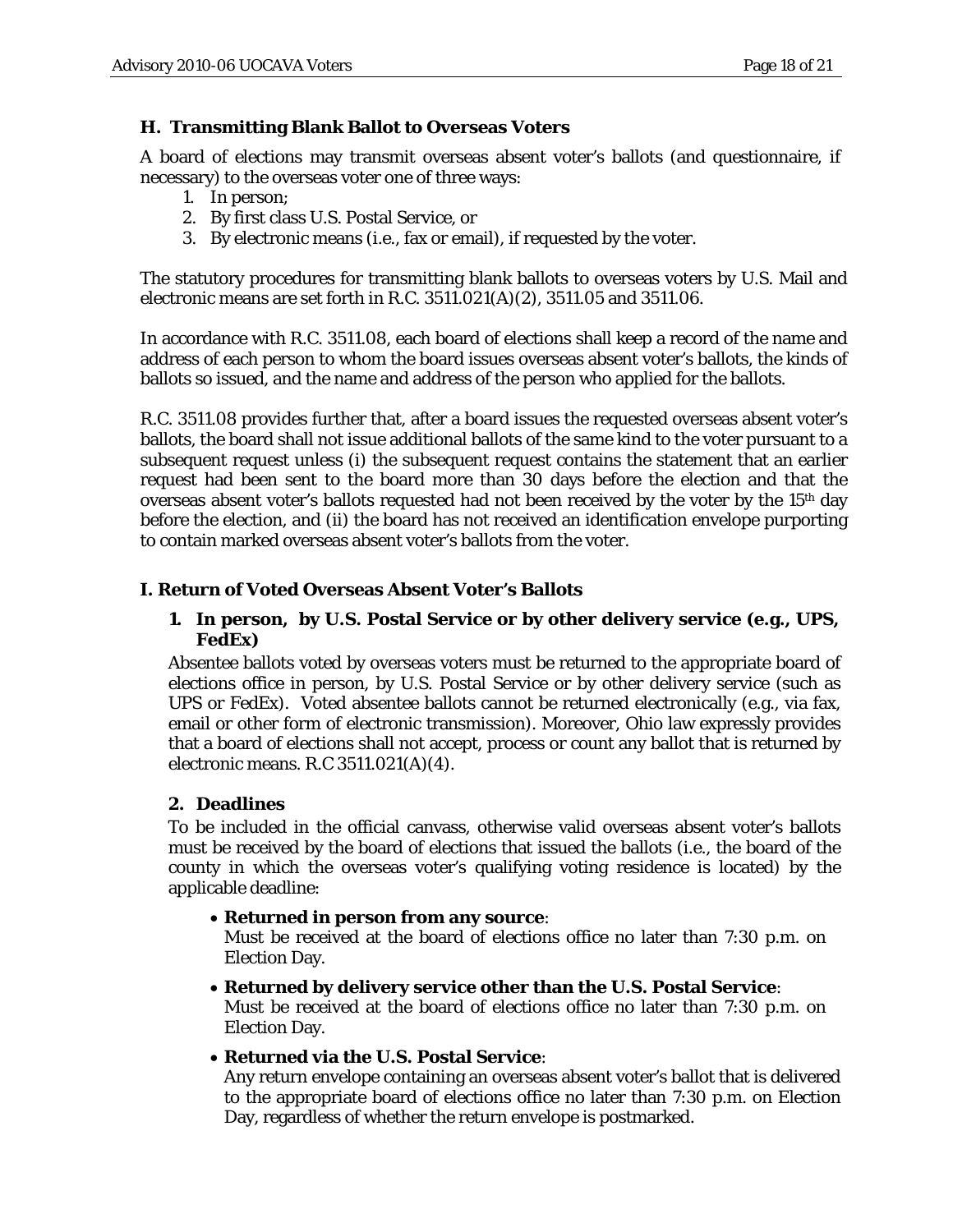### H. Transmitting Blank Ballot to Overseas Voters

A board of elections may transmit overseas absent voter's ballots (and questionnaire, if necessary) to the overseas voter one of three ways:

1. In person;
2. By first class U.S. Postal Service, or
3. By electronic means (i.e., fax or email), if requested by the voter.

The statutory procedures for transmitting blank ballots to overseas voters by U.S. Mail and electronic means are set forth in R.C. 3511.021(A)(2), 3511.05 and 3511.06.

In accordance with R.C. 3511.08, each board of elections shall keep a record of the name and address of each person to whom the board issues overseas absent voter's ballots, the kinds of ballots so issued, and the name and address of the person who applied for the ballots.

R.C. 3511.08 provides further that, after a board issues the requested overseas absent voter's ballots, the board shall not issue additional ballots of the same kind to the voter pursuant to a subsequent request unless (i) the subsequent request contains the statement that an earlier request had been sent to the board more than 30 days before the election and that the overseas absent voter's ballots requested had not been received by the voter by the 15th day before the election, and (ii) the board has not received an identification envelope purporting to contain marked overseas absent voter's ballots from the voter.

### I. Return of Voted Overseas Absent Voter's Ballots

#### 1. In person, by U.S. Postal Service or by other delivery service (e.g., UPS, FedEx)

Absentee ballots voted by overseas voters must be returned to the appropriate board of elections office in person, by U.S. Postal Service or by other delivery service (such as UPS or FedEx). Voted absentee ballots cannot be returned electronically (e.g., via fax, email or other form of electronic transmission). Moreover, Ohio law expressly provides that a board of elections shall not accept, process or count any ballot that is returned by electronic means. R.C 3511.021(A)(4).

#### 2. Deadlines

To be included in the official canvass, otherwise valid overseas absent voter's ballots must be received by the board of elections that issued the ballots (i.e., the board of the county in which the overseas voter's qualifying voting residence is located) by the applicable deadline:

- **Returned in person from any source**:
  Must be received at the board of elections office no later than 7:30 p.m. on Election Day.
- **Returned by delivery service other than the U.S. Postal Service**:
  Must be received at the board of elections office no later than 7:30 p.m. on Election Day.
- **Returned via the U.S. Postal Service**:
  Any return envelope containing an overseas absent voter's ballot that is delivered to the appropriate board of elections office no later than 7:30 p.m. on Election Day, regardless of whether the return envelope is postmarked.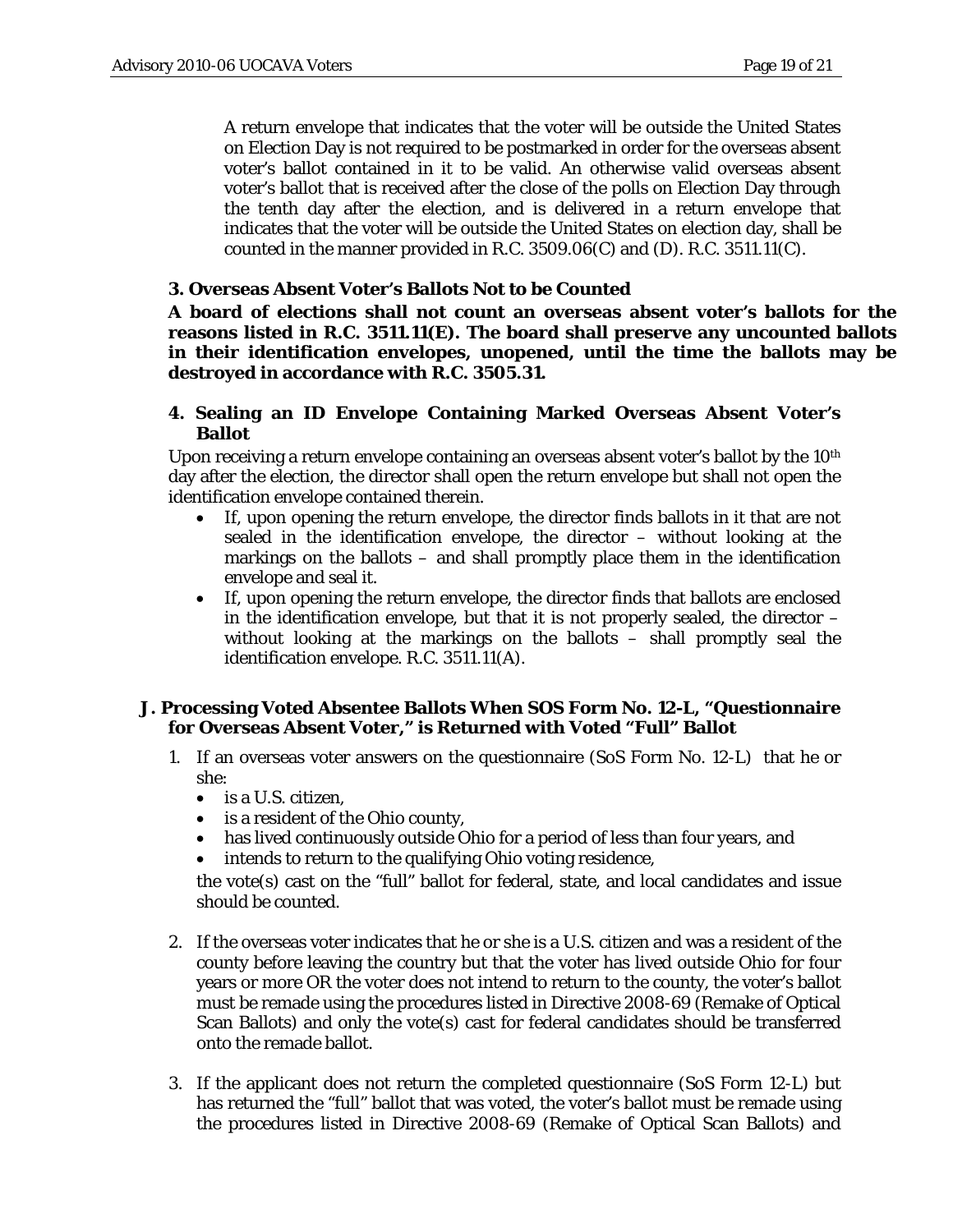A return envelope that indicates that the voter will be outside the United States on Election Day is not required to be postmarked in order for the overseas absent voter's ballot contained in it to be valid. An otherwise valid overseas absent voter's ballot that is received after the close of the polls on Election Day through the tenth day after the election, and is delivered in a return envelope that indicates that the voter will be outside the United States on election day, shall be counted in the manner provided in R.C. 3509.06(C) and (D). R.C. 3511.11(C).

### 3. Overseas Absent Voter's Ballots Not to be Counted

**A board of elections shall not count an overseas absent voter's ballots for the reasons listed in R.C. 3511.11(E). The board shall preserve any uncounted ballots in their identification envelopes, unopened, until the time the ballots may be destroyed in accordance with R.C. 3505.31.**

### 4. Sealing an ID Envelope Containing Marked Overseas Absent Voter's Ballot

Upon receiving a return envelope containing an overseas absent voter's ballot by the 10th day after the election, the director shall open the return envelope but shall not open the identification envelope contained therein.

- If, upon opening the return envelope, the director finds ballots in it that are not sealed in the identification envelope, the director – without looking at the markings on the ballots – and shall promptly place them in the identification envelope and seal it.
- If, upon opening the return envelope, the director finds that ballots are enclosed in the identification envelope, but that it is not properly sealed, the director – without looking at the markings on the ballots – shall promptly seal the identification envelope. R.C. 3511.11(A).

## J. Processing Voted Absentee Ballots When SOS Form No. 12-L, "Questionnaire for Overseas Absent Voter," is Returned with Voted "Full" Ballot

1. If an overseas voter answers on the questionnaire (SoS Form No. 12-L) that he or she:
   - is a U.S. citizen,
   - is a resident of the Ohio county,
   - has lived continuously outside Ohio for a period of less than four years, and
   - intends to return to the qualifying Ohio voting residence,

   the vote(s) cast on the "full" ballot for federal, state, and local candidates and issue should be counted.

2. If the overseas voter indicates that he or she is a U.S. citizen and was a resident of the county before leaving the country but that the voter has lived outside Ohio for four years or more OR the voter does not intend to return to the county, the voter's ballot must be remade using the procedures listed in Directive 2008-69 (Remake of Optical Scan Ballots) and only the vote(s) cast for federal candidates should be transferred onto the remade ballot.

3. If the applicant does not return the completed questionnaire (SoS Form 12-L) but has returned the "full" ballot that was voted, the voter's ballot must be remade using the procedures listed in Directive 2008-69 (Remake of Optical Scan Ballots) and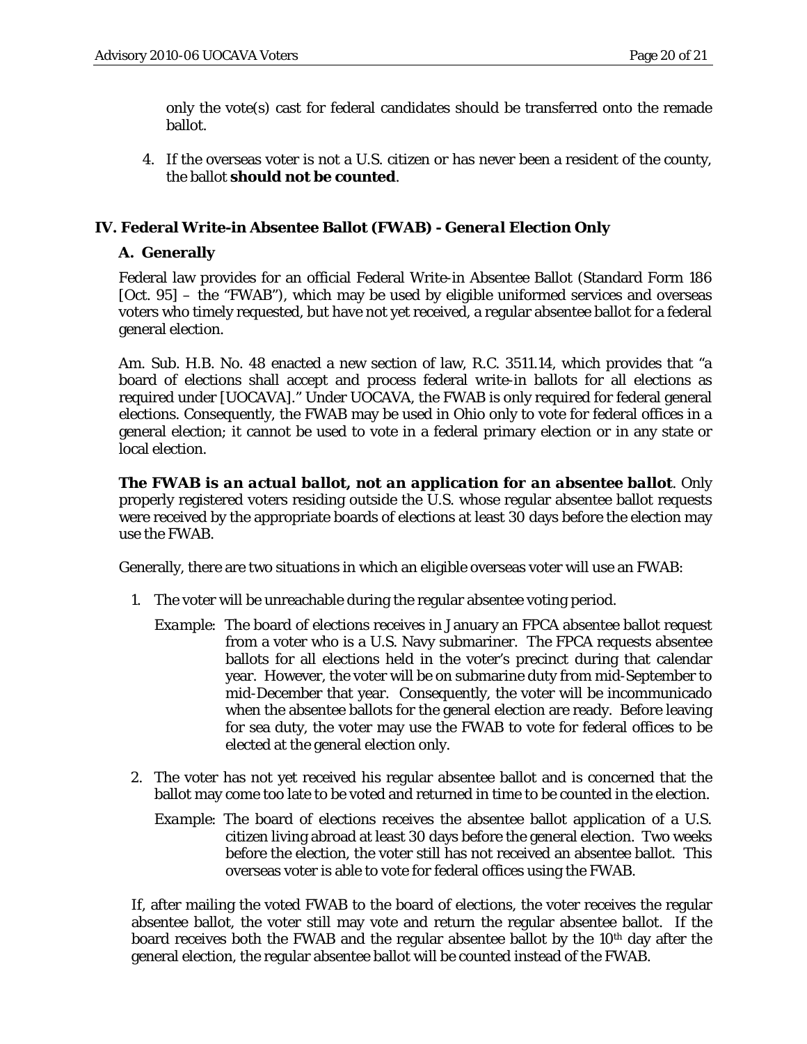only the vote(s) cast for federal candidates should be transferred onto the remade ballot.

4. If the overseas voter is not a U.S. citizen or has never been a resident of the county, the ballot **should not be counted**.

## IV. Federal Write-in Absentee Ballot (FWAB) - *General Election Only*

### A. Generally

Federal law provides for an official Federal Write-in Absentee Ballot (Standard Form 186 [Oct. 95] – the "FWAB"), which may be used by eligible uniformed services and overseas voters who timely requested, but have not yet received, a regular absentee ballot for a federal general election.

Am. Sub. H.B. No. 48 enacted a new section of law, R.C. 3511.14, which provides that "a board of elections shall accept and process federal write-in ballots for all elections as required under [UOCAVA]." Under UOCAVA, the FWAB is only required for federal general elections. Consequently, the FWAB may be used in Ohio only to vote for federal offices in a general election; it cannot be used to vote in a federal primary election or in any state or local election.

***The FWAB is an actual ballot, not an application for an absentee ballot***. Only properly registered voters residing outside the U.S. whose regular absentee ballot requests were received by the appropriate boards of elections at least 30 days before the election may use the FWAB.

Generally, there are two situations in which an eligible overseas voter will use an FWAB:

1. The voter will be unreachable during the regular absentee voting period.

   *Example*: The board of elections receives in January an FPCA absentee ballot request from a voter who is a U.S. Navy submariner. The FPCA requests absentee ballots for all elections held in the voter's precinct during that calendar year. However, the voter will be on submarine duty from mid-September to mid-December that year. Consequently, the voter will be incommunicado when the absentee ballots for the general election are ready. Before leaving for sea duty, the voter may use the FWAB to vote for federal offices to be elected at the general election only.

2. The voter has not yet received his regular absentee ballot and is concerned that the ballot may come too late to be voted and returned in time to be counted in the election.

   *Example*: The board of elections receives the absentee ballot application of a U.S. citizen living abroad at least 30 days before the general election. Two weeks before the election, the voter still has not received an absentee ballot. This overseas voter is able to vote for federal offices using the FWAB.

If, after mailing the voted FWAB to the board of elections, the voter receives the regular absentee ballot, the voter still may vote and return the regular absentee ballot. If the board receives both the FWAB and the regular absentee ballot by the 10th day after the general election, the regular absentee ballot will be counted instead of the FWAB.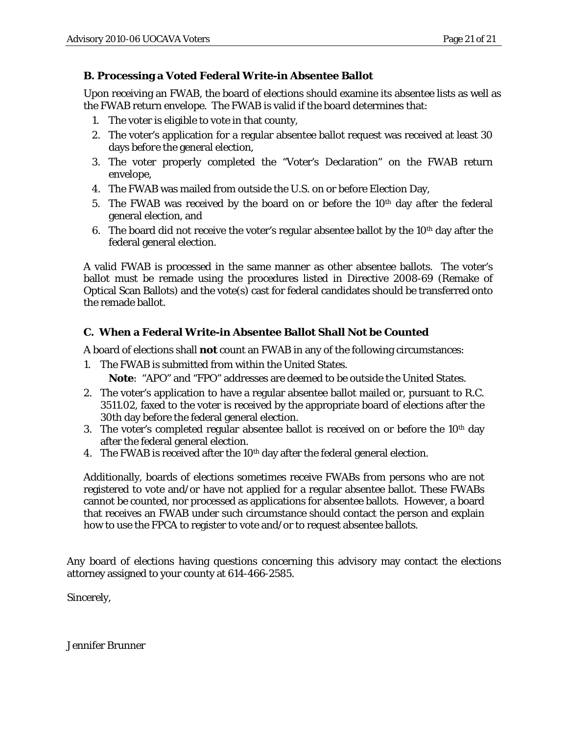### B. Processing a Voted Federal Write-in Absentee Ballot

Upon receiving an FWAB, the board of elections should examine its absentee lists as well as the FWAB return envelope. The FWAB is valid if the board determines that:

1. The voter is eligible to vote in that county,
2. The voter's application for a regular absentee ballot request was received at least 30 days *before* the general election,
3. The voter properly completed the "Voter's Declaration" on the FWAB return envelope,
4. The FWAB was mailed from outside the U.S. on or before Election Day,
5. The FWAB was received by the board on or before the 10th day *after* the federal general election, and
6. The board did not receive the voter's regular absentee ballot by the 10th day after the federal general election.

A valid FWAB is processed in the same manner as other absentee ballots. The voter's ballot must be remade using the procedures listed in Directive 2008-69 (Remake of Optical Scan Ballots) and the vote(s) cast for federal candidates should be transferred onto the remade ballot.

### C. When a Federal Write-in Absentee Ballot Shall Not be Counted

A board of elections shall **not** count an FWAB in any of the following circumstances:

1. The FWAB is submitted from within the United States.

   **Note**: "APO" and "FPO" addresses are deemed to be outside the United States.
2. The voter's application to have a regular absentee ballot mailed or, pursuant to R.C. 3511.02, faxed to the voter is received by the appropriate board of elections after the 30th day before the federal general election.
3. The voter's completed regular absentee ballot is received on or before the 10th day after the federal general election.
4. The FWAB is received after the 10th day after the federal general election.

Additionally, boards of elections sometimes receive FWABs from persons who are not registered to vote and/or have not applied for a regular absentee ballot. These FWABs cannot be counted, nor processed as applications for absentee ballots. However, a board that receives an FWAB under such circumstance should contact the person and explain how to use the FPCA to register to vote and/or to request absentee ballots.

Any board of elections having questions concerning this advisory may contact the elections attorney assigned to your county at 614-466-2585.

Sincerely,

Jennifer Brunner